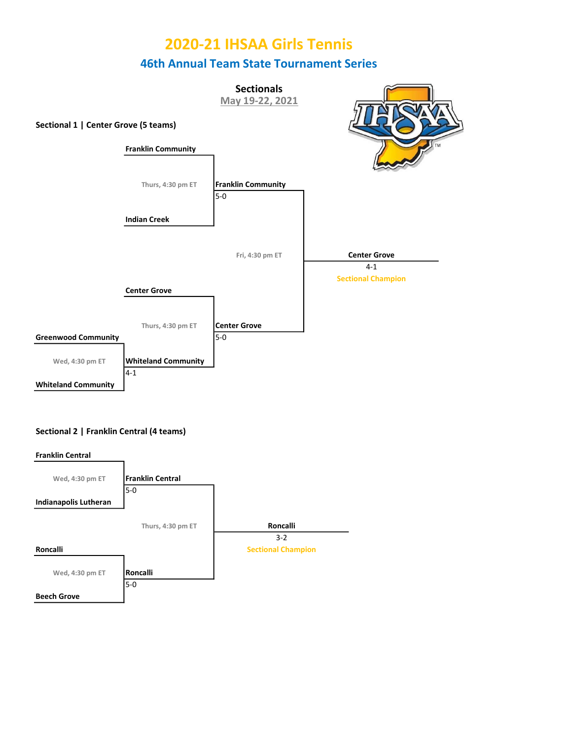# 2020-21 IHSAA Girls Tennis

## 46th Annual Team State Tournament Series

### Sectionals

May 19-22, 2021

### Sectional 1 | Center Grove (5 teams)

Franklin Community

Thurs, 4:30 pm ET

Indian Creek

Franklin Community
5-0

Fri, 4:30 pm ET

Center Grove
4-1
Sectional Champion

Center Grove

Thurs, 4:30 pm ET

Greenwood Community

Wed, 4:30 pm ET

Whiteland Community

Whiteland Community
4-1

Center Grove
5-0

### Sectional 2 | Franklin Central (4 teams)

Franklin Central

Wed, 4:30 pm ET

Indianapolis Lutheran

Franklin Central
5-0

Thurs, 4:30 pm ET

Roncalli
3-2
Sectional Champion

Roncalli

Wed, 4:30 pm ET

Beech Grove

Roncalli
5-0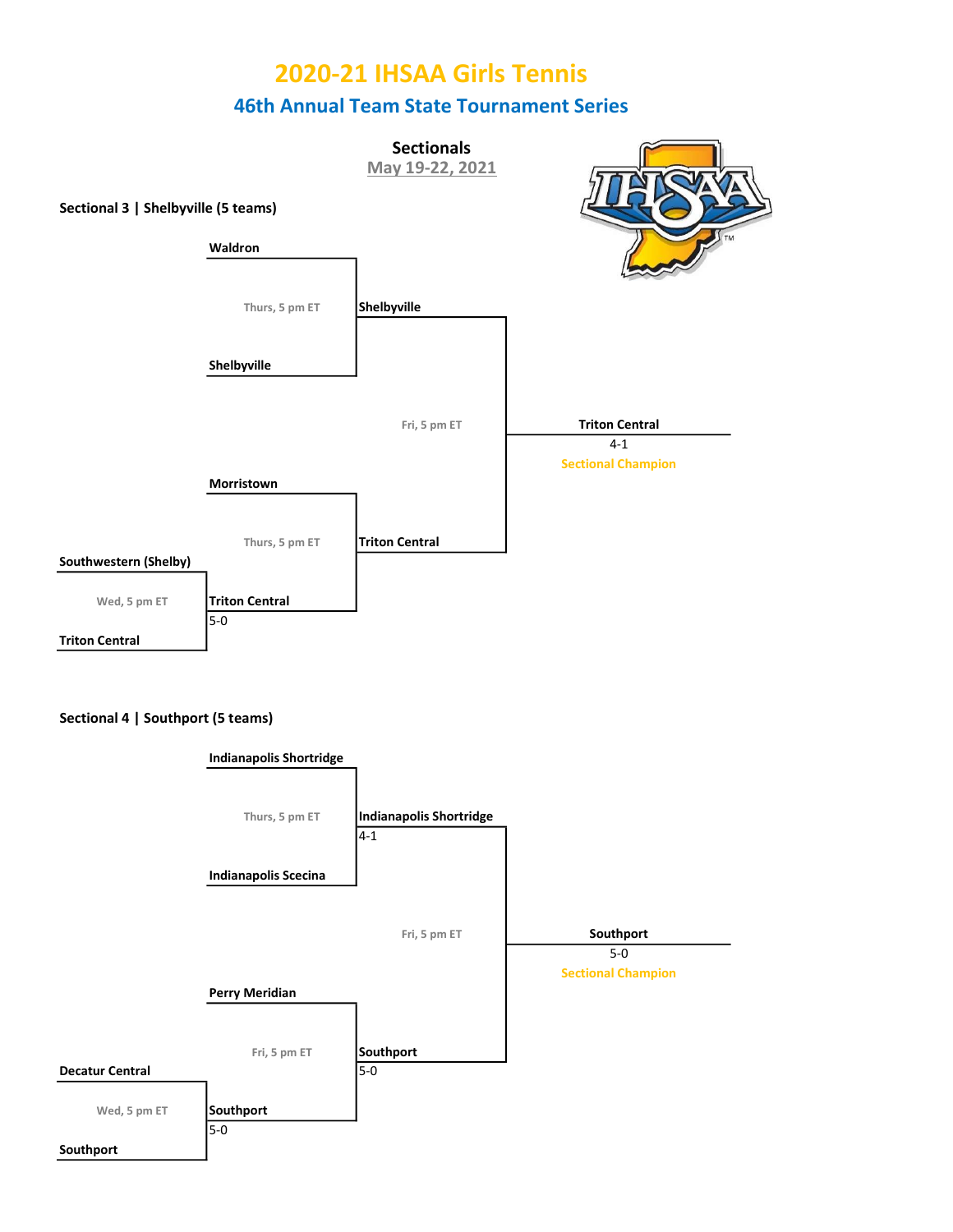# 2020-21 IHSAA Girls Tennis

## 46th Annual Team State Tournament Series

### Sectionals

May 19-22, 2021

**Sectional 3 | Shelbyville (5 teams)**

| Round 1 (Wed, 5 pm ET) | Quarterfinal (Thurs, 5 pm ET) | Semifinal (Fri, 5 pm ET) | Sectional Champion |
|---|---|---|---|
| | Waldron vs. Shelbyville | Shelbyville | |
| | Morristown vs. Triton Central | Triton Central | |
| Southwestern (Shelby) vs. Triton Central | Triton Central 5-0 | | |
| | | Shelbyville vs. Triton Central | **Triton Central** 4-1 — Sectional Champion |

**Sectional 4 | Southport (5 teams)**

| Round 1 (Wed, 5 pm ET) | Quarterfinal | Semifinal (Fri, 5 pm ET) | Sectional Champion |
|---|---|---|---|
| | Indianapolis Shortridge vs. Indianapolis Scecina (Thurs, 5 pm ET) | Indianapolis Shortridge 4-1 | |
| | Perry Meridian vs. Southport (Fri, 5 pm ET) | Southport 5-0 | |
| Decatur Central vs. Southport | Southport 5-0 | | |
| | | Indianapolis Shortridge vs. Southport | **Southport** 5-0 — Sectional Champion |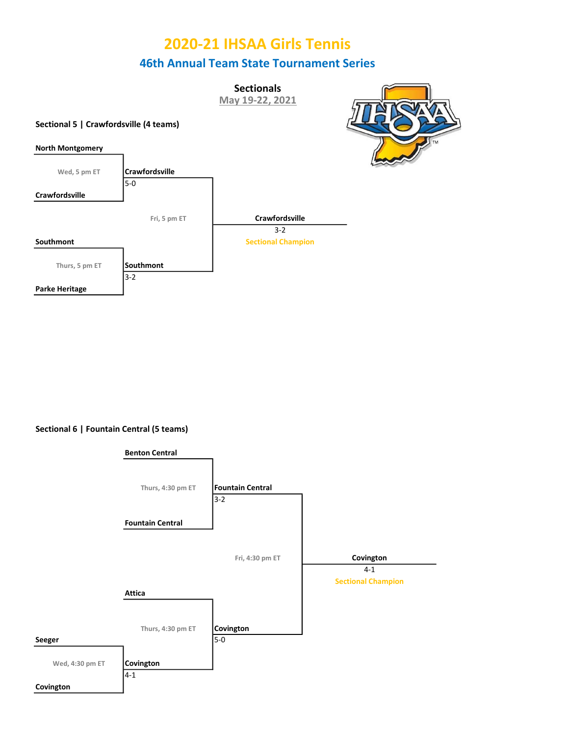# 2020-21 IHSAA Girls Tennis

## 46th Annual Team State Tournament Series

### Sectionals

May 19-22, 2021

**Sectional 5 | Crawfordsville (4 teams)**

| Round 1 | Semifinal | Final |
|---|---|---|
| North Montgomery vs. Crawfordsville (Wed, 5 pm ET) | **Crawfordsville** 5-0 | |
| | | Crawfordsville vs. Southmont (Fri, 5 pm ET): **Crawfordsville** 3-2 — Sectional Champion |
| Southmont vs. Parke Heritage (Thurs, 5 pm ET) | **Southmont** 3-2 | |

**Sectional 6 | Fountain Central (5 teams)**

| First Round | Semifinal | Final |
|---|---|---|
| | Benton Central vs. Fountain Central (Thurs, 4:30 pm ET): **Fountain Central** 3-2 | |
| | | Fountain Central vs. Covington (Fri, 4:30 pm ET): **Covington** 4-1 — Sectional Champion |
| Seeger vs. Covington (Wed, 4:30 pm ET): **Covington** 4-1 | Attica vs. Covington (Thurs, 4:30 pm ET): **Covington** 5-0 | |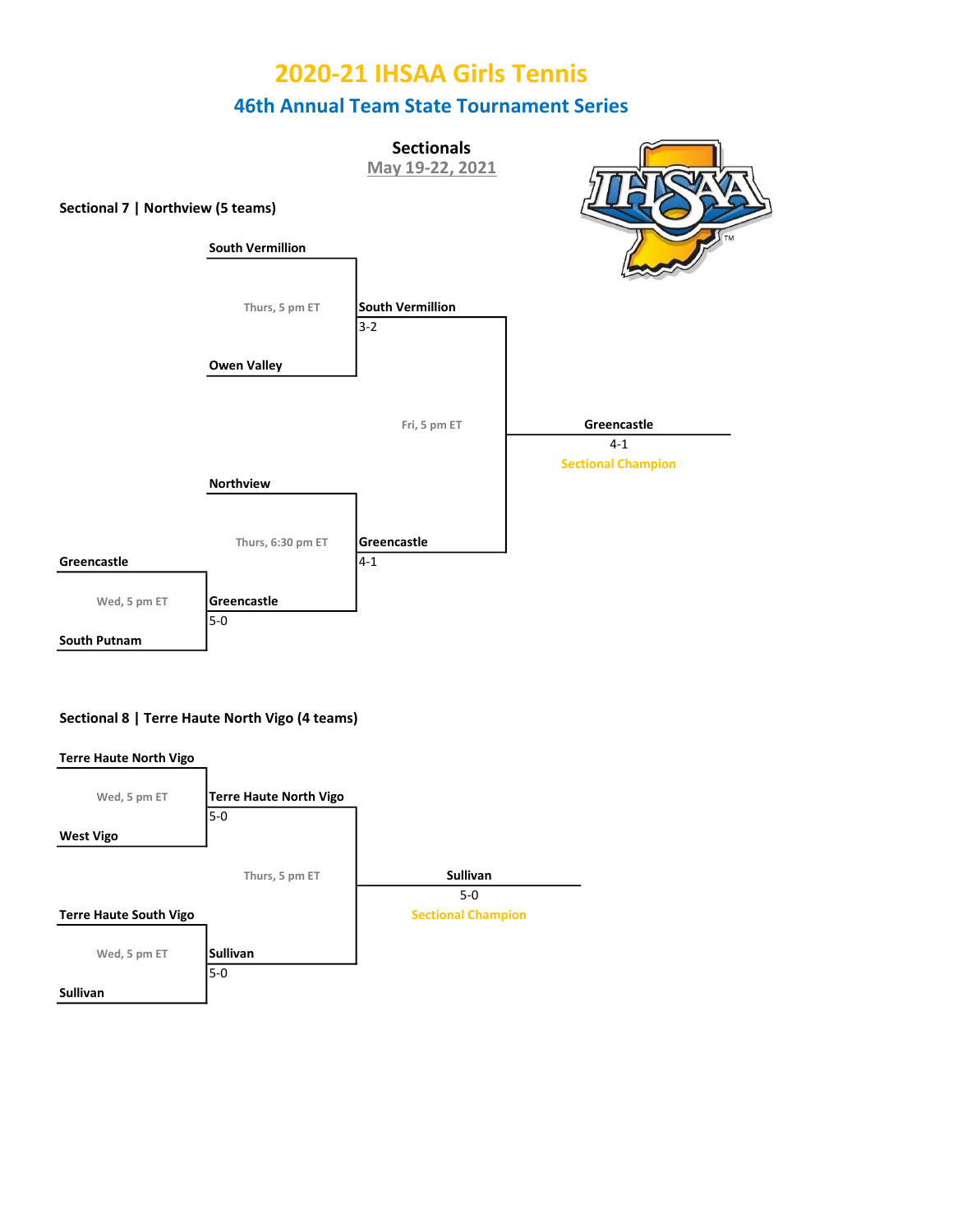# 2020-21 IHSAA Girls Tennis

## 46th Annual Team State Tournament Series

### Sectionals

May 19-22, 2021

### Sectional 7 | Northview (5 teams)

**Wed, 5 pm ET**
- Greencastle vs. South Putnam → **Greencastle** 5-0

**Thurs, 5 pm ET**
- South Vermillion vs. Owen Valley → **South Vermillion** 3-2

**Thurs, 6:30 pm ET**
- Northview vs. Greencastle → **Greencastle** 4-1

**Fri, 5 pm ET**
- South Vermillion vs. Greencastle → **Greencastle** 4-1

**Sectional Champion: Greencastle**

### Sectional 8 | Terre Haute North Vigo (4 teams)

**Wed, 5 pm ET**
- Terre Haute North Vigo vs. West Vigo → **Terre Haute North Vigo** 5-0

**Wed, 5 pm ET**
- Terre Haute South Vigo vs. Sullivan → **Sullivan** 5-0

**Thurs, 5 pm ET**
- Terre Haute North Vigo vs. Sullivan → **Sullivan** 5-0

**Sectional Champion: Sullivan**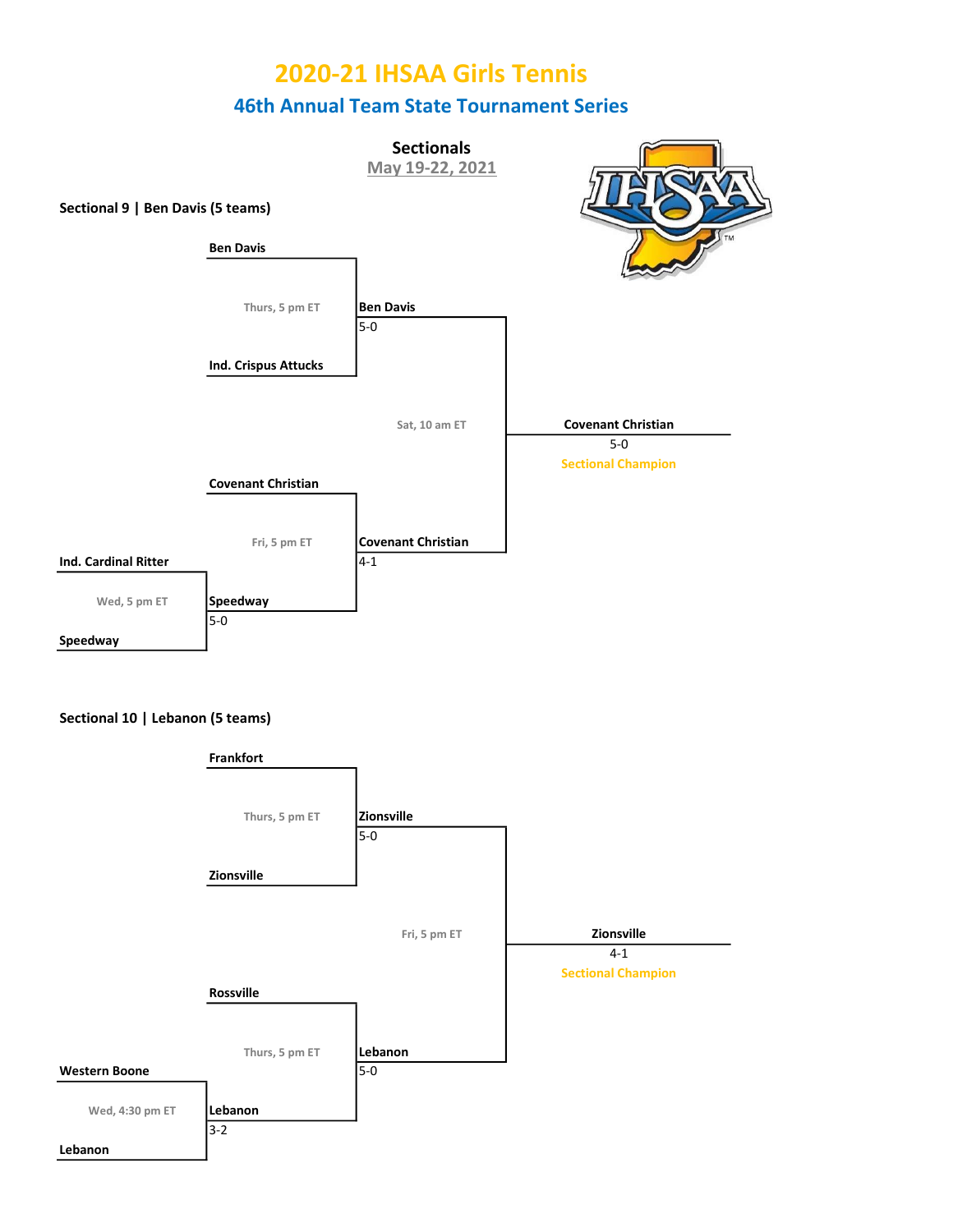# 2020-21 IHSAA Girls Tennis

## 46th Annual Team State Tournament Series

### Sectionals

May 19-22, 2021

**Sectional 9 | Ben Davis (5 teams)**

- Wed, 5 pm ET: Ind. Cardinal Ritter vs. Speedway — **Speedway** 5-0
- Thurs, 5 pm ET: Ben Davis vs. Ind. Crispus Attucks — **Ben Davis** 5-0
- Fri, 5 pm ET: Covenant Christian vs. Speedway — **Covenant Christian** 4-1
- Sat, 10 am ET: Ben Davis vs. Covenant Christian — **Covenant Christian** 5-0

**Covenant Christian** 5-0 — Sectional Champion

**Sectional 10 | Lebanon (5 teams)**

- Wed, 4:30 pm ET: Western Boone vs. Lebanon — **Lebanon** 3-2
- Thurs, 5 pm ET: Frankfort vs. Zionsville — **Zionsville** 5-0
- Thurs, 5 pm ET: Rossville vs. Lebanon — **Lebanon** 5-0
- Fri, 5 pm ET: Zionsville vs. Lebanon — **Zionsville** 4-1

**Zionsville** 4-1 — Sectional Champion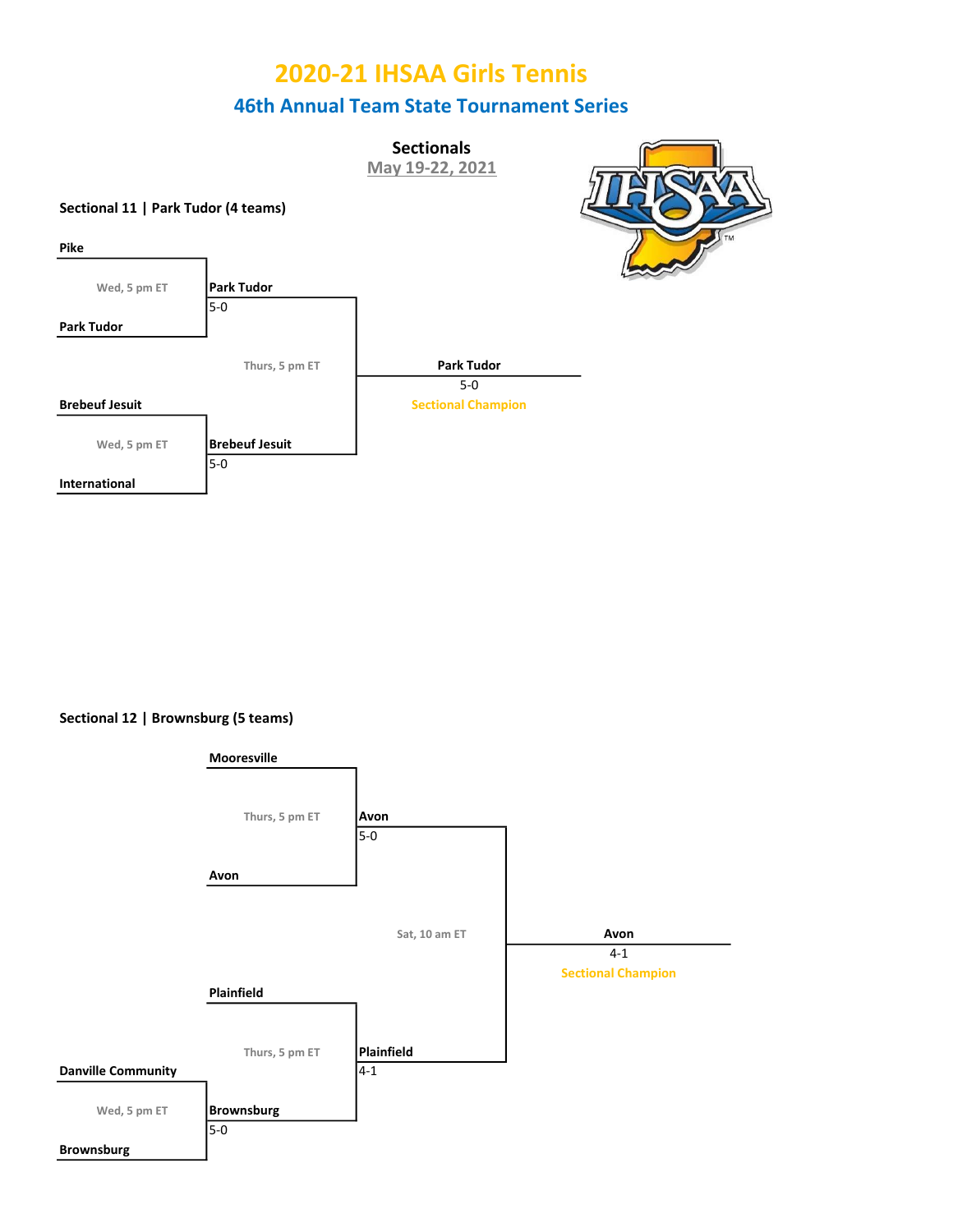# 2020-21 IHSAA Girls Tennis

## 46th Annual Team State Tournament Series

### Sectionals

May 19-22, 2021

**Sectional 11 | Park Tudor (4 teams)**

**Pike**

Wed, 5 pm ET

**Park Tudor**

**Park Tudor**
5-0

Thurs, 5 pm ET

**Park Tudor**
5-0
Sectional Champion

**Brebeuf Jesuit**

Wed, 5 pm ET

**International**

**Brebeuf Jesuit**
5-0

**Sectional 12 | Brownsburg (5 teams)**

**Mooresville**

Thurs, 5 pm ET

**Avon**

**Avon**
5-0

Sat, 10 am ET

**Avon**
4-1
Sectional Champion

**Plainfield**

Thurs, 5 pm ET

**Plainfield**
4-1

**Danville Community**

Wed, 5 pm ET

**Brownsburg**

**Brownsburg**
5-0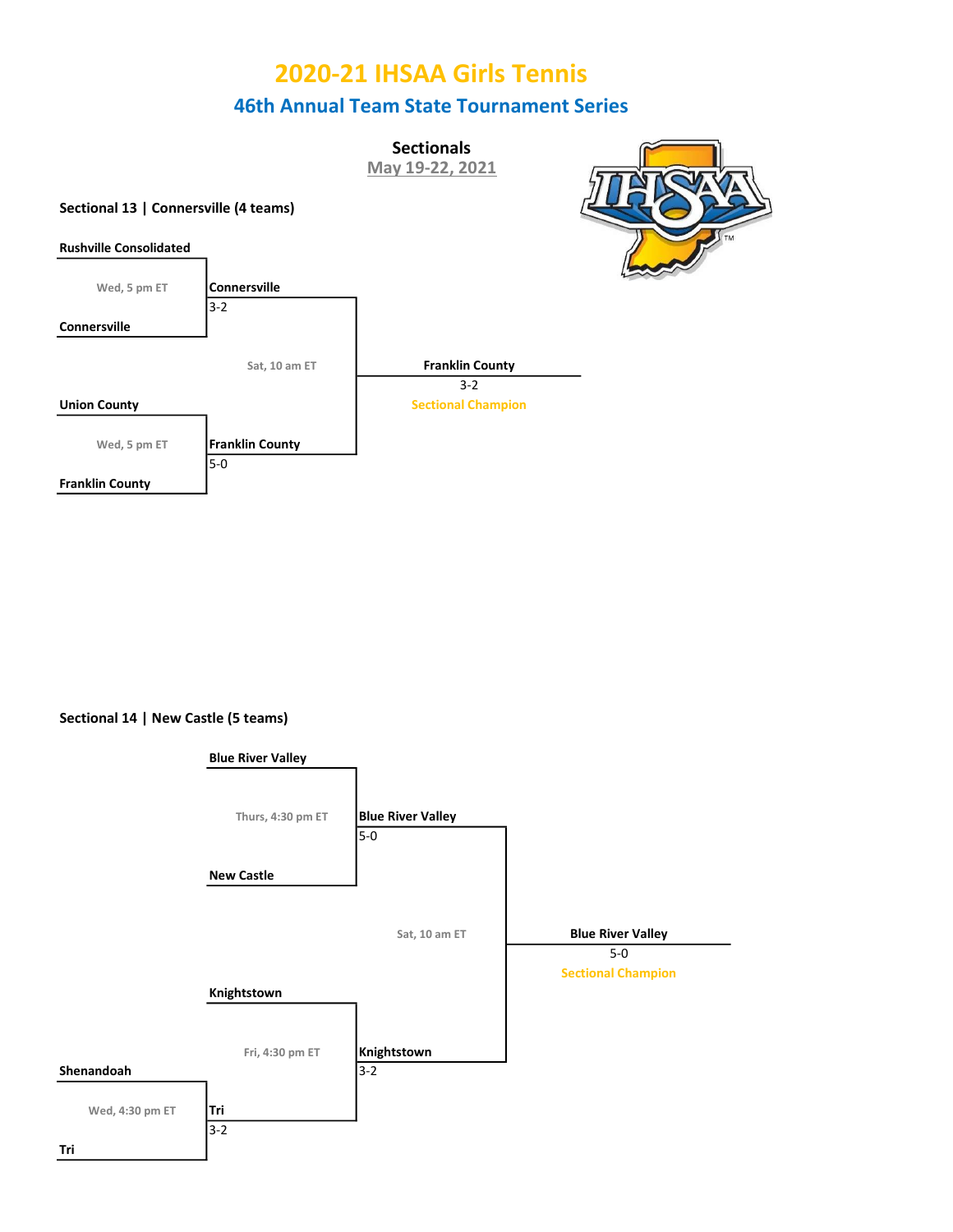# 2020-21 IHSAA Girls Tennis

## 46th Annual Team State Tournament Series

### Sectionals

May 19-22, 2021

**Sectional 13 | Connersville (4 teams)**

| Round 1 | Semifinal | Final |
| --- | --- | --- |
| Rushville Consolidated vs. Connersville (Wed, 5 pm ET) | Connersville 3-2 | |
| Union County vs. Franklin County (Wed, 5 pm ET) | Franklin County 5-0 | |
| | Connersville vs. Franklin County (Sat, 10 am ET) | Franklin County 3-2 — Sectional Champion |

**Sectional 14 | New Castle (5 teams)**

| Round 1 | Round 2 | Semifinal | Final |
| --- | --- | --- | --- |
| Shenandoah vs. Tri (Wed, 4:30 pm ET) | Tri 3-2 | | |
| | Blue River Valley vs. New Castle (Thurs, 4:30 pm ET) | Blue River Valley 5-0 | |
| | Knightstown vs. Tri (Fri, 4:30 pm ET) | Knightstown 3-2 | |
| | | Blue River Valley vs. Knightstown (Sat, 10 am ET) | Blue River Valley 5-0 — Sectional Champion |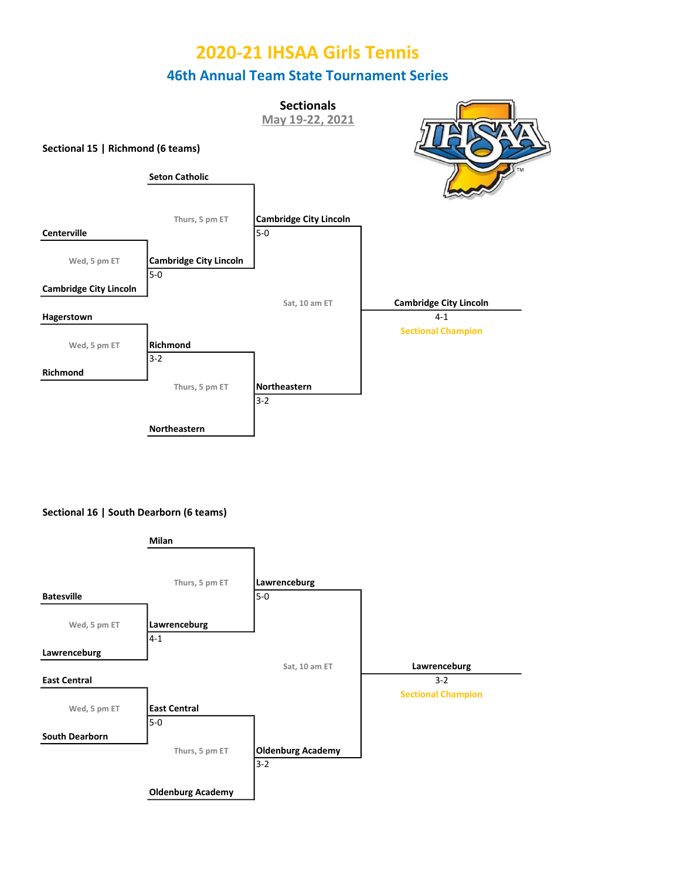# 2020-21 IHSAA Girls Tennis

## 46th Annual Team State Tournament Series

### Sectionals

May 19-22, 2021

**Sectional 15 | Richmond (6 teams)**

| Round | Time | Matchup | Winner | Score |
| --- | --- | --- | --- | --- |
| First Round | Wed, 5 pm ET | Centerville vs. Cambridge City Lincoln | Cambridge City Lincoln | 5-0 |
| First Round | Wed, 5 pm ET | Hagerstown vs. Richmond | Richmond | 3-2 |
| Semifinal | Thurs, 5 pm ET | Seton Catholic vs. Cambridge City Lincoln | Cambridge City Lincoln | 5-0 |
| Semifinal | Thurs, 5 pm ET | Richmond vs. Northeastern | Northeastern | 3-2 |
| Final | Sat, 10 am ET | Cambridge City Lincoln vs. Northeastern | Cambridge City Lincoln | 4-1 |

**Cambridge City Lincoln** 4-1 — Sectional Champion

**Sectional 16 | South Dearborn (6 teams)**

| Round | Time | Matchup | Winner | Score |
| --- | --- | --- | --- | --- |
| First Round | Wed, 5 pm ET | Batesville vs. Lawrenceburg | Lawrenceburg | 4-1 |
| First Round | Wed, 5 pm ET | East Central vs. South Dearborn | East Central | 5-0 |
| Semifinal | Thurs, 5 pm ET | Milan vs. Lawrenceburg | Lawrenceburg | 5-0 |
| Semifinal | Thurs, 5 pm ET | East Central vs. Oldenburg Academy | Oldenburg Academy | 3-2 |
| Final | Sat, 10 am ET | Lawrenceburg vs. Oldenburg Academy | Lawrenceburg | 3-2 |

**Lawrenceburg** 3-2 — Sectional Champion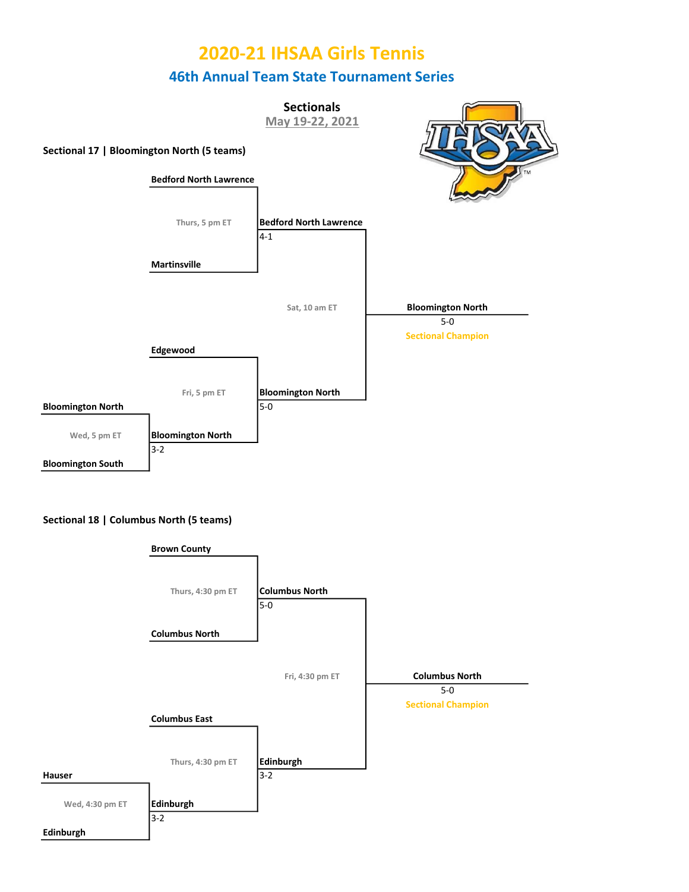# 2020-21 IHSAA Girls Tennis

## 46th Annual Team State Tournament Series

### Sectionals

May 19-22, 2021

**Sectional 17 | Bloomington North (5 teams)**

| Round | Matchup | Time | Winner | Score |
|---|---|---|---|---|
| Opening Round | Bloomington North vs. Bloomington South | Wed, 5 pm ET | Bloomington North | 3-2 |
| First Round | Bedford North Lawrence vs. Martinsville | Thurs, 5 pm ET | Bedford North Lawrence | 4-1 |
| First Round | Edgewood vs. Bloomington North | Fri, 5 pm ET | Bloomington North | 5-0 |
| Championship | Bedford North Lawrence vs. Bloomington North | Sat, 10 am ET | Bloomington North | 5-0 |

**Sectional Champion:** Bloomington North

**Sectional 18 | Columbus North (5 teams)**

| Round | Matchup | Time | Winner | Score |
|---|---|---|---|---|
| Opening Round | Hauser vs. Edinburgh | Wed, 4:30 pm ET | Edinburgh | 3-2 |
| First Round | Brown County vs. Columbus North | Thurs, 4:30 pm ET | Columbus North | 5-0 |
| First Round | Columbus East vs. Edinburgh | Thurs, 4:30 pm ET | Edinburgh | 3-2 |
| Championship | Columbus North vs. Edinburgh | Fri, 4:30 pm ET | Columbus North | 5-0 |

**Sectional Champion:** Columbus North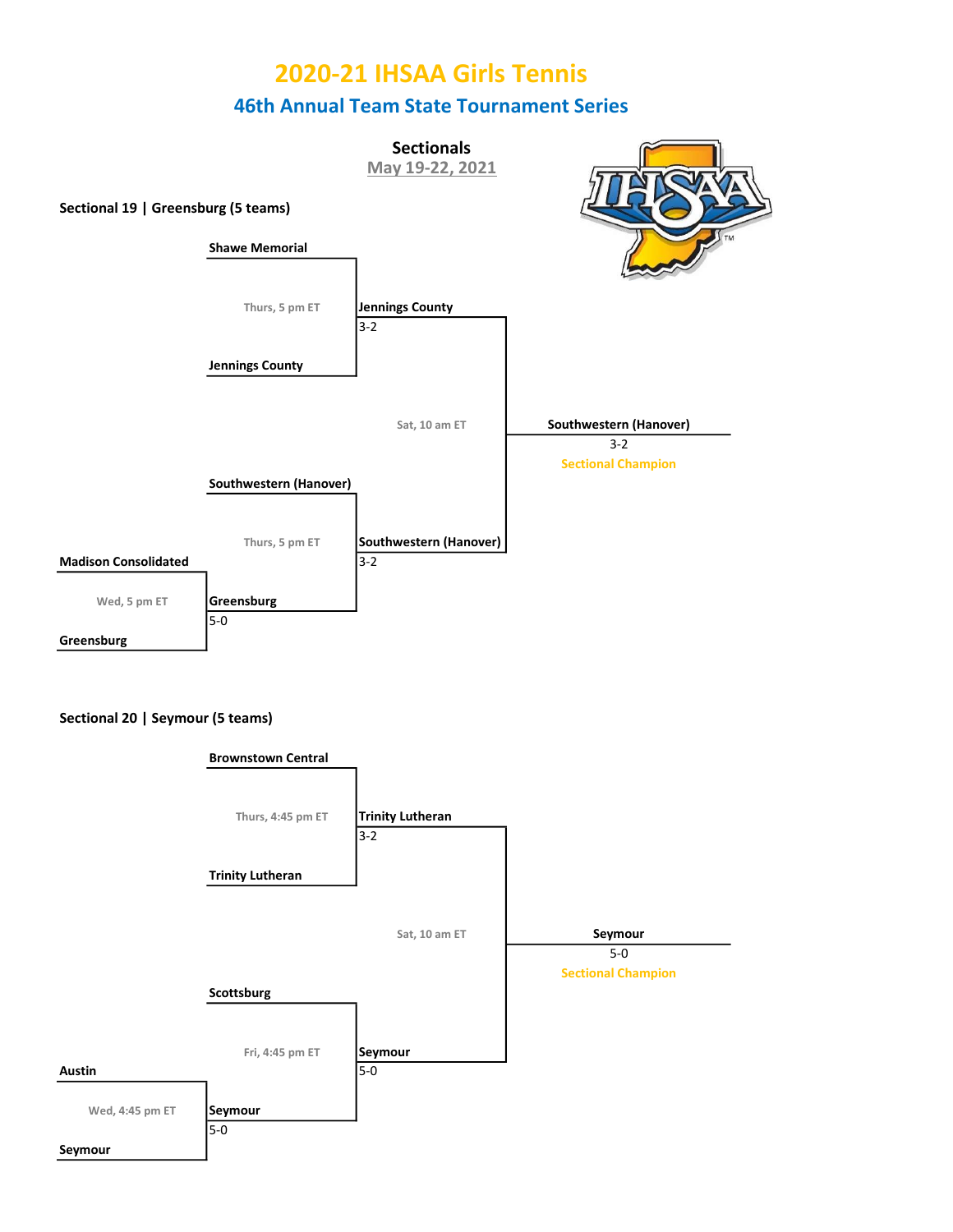# 2020-21 IHSAA Girls Tennis

## 46th Annual Team State Tournament Series

### Sectionals

May 19-22, 2021

**Sectional 19 | Greensburg (5 teams)**

| Round | Time | Matchup | Winner | Score |
|---|---|---|---|---|
| First Round | Wed, 5 pm ET | Madison Consolidated vs. Greensburg | Greensburg | 5-0 |
| Semifinal | Thurs, 5 pm ET | Shawe Memorial vs. Jennings County | Jennings County | 3-2 |
| Semifinal | Thurs, 5 pm ET | Southwestern (Hanover) vs. Greensburg | Southwestern (Hanover) | 3-2 |
| Final | Sat, 10 am ET | Jennings County vs. Southwestern (Hanover) | Southwestern (Hanover) | 3-2 |

**Sectional Champion:** Southwestern (Hanover)

**Sectional 20 | Seymour (5 teams)**

| Round | Time | Matchup | Winner | Score |
|---|---|---|---|---|
| First Round | Wed, 4:45 pm ET | Austin vs. Seymour | Seymour | 5-0 |
| Semifinal | Thurs, 4:45 pm ET | Brownstown Central vs. Trinity Lutheran | Trinity Lutheran | 3-2 |
| Semifinal | Fri, 4:45 pm ET | Scottsburg vs. Seymour | Seymour | 5-0 |
| Final | Sat, 10 am ET | Trinity Lutheran vs. Seymour | Seymour | 5-0 |

**Sectional Champion:** Seymour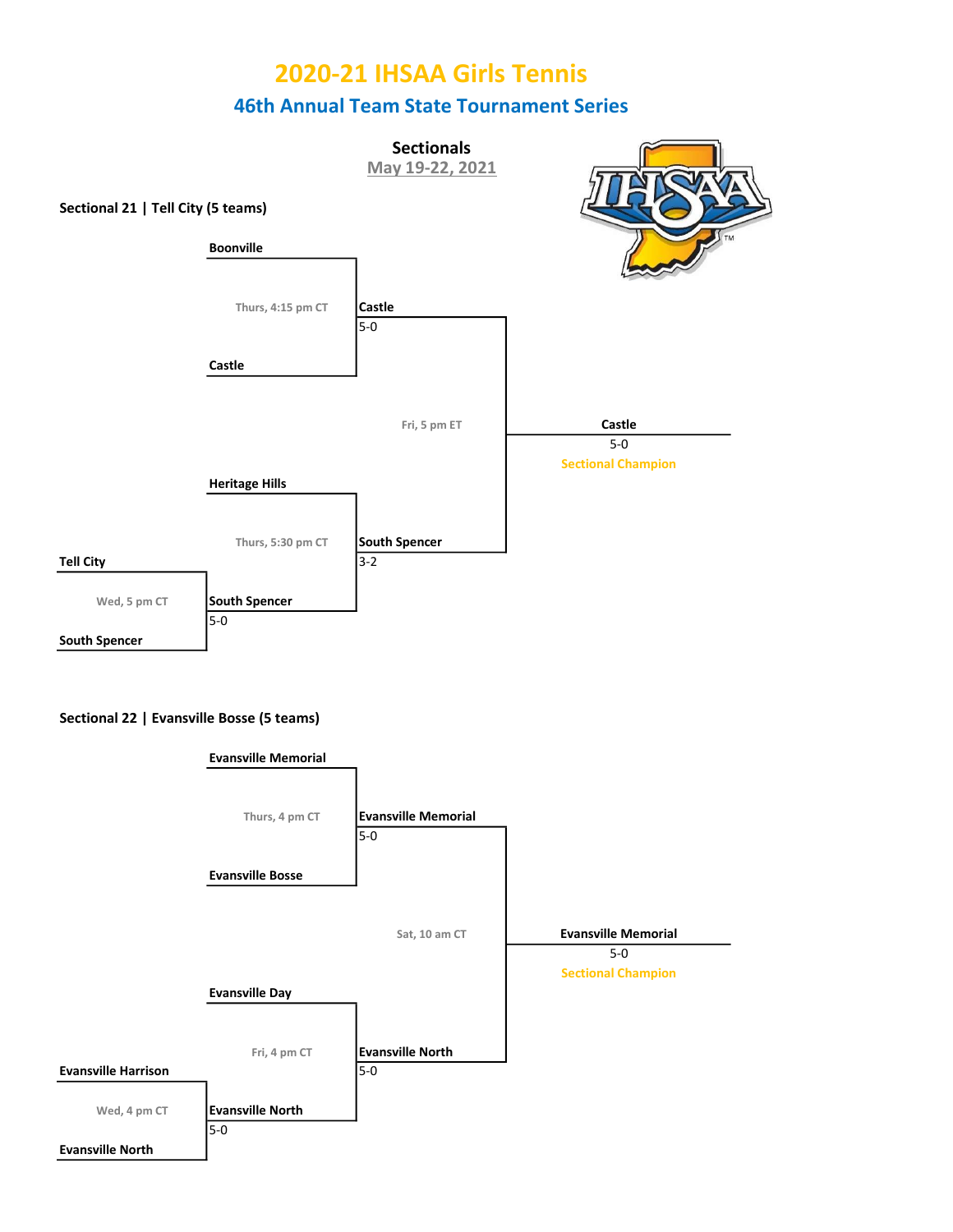# 2020-21 IHSAA Girls Tennis

## 46th Annual Team State Tournament Series

### Sectionals

May 19-22, 2021

**Sectional 21 | Tell City (5 teams)**

| Round | Time | Matchup | Winner | Score |
|---|---|---|---|---|
| First Round | Wed, 5 pm CT | Tell City vs. South Spencer | South Spencer | 5-0 |
| Semifinal | Thurs, 4:15 pm CT | Boonville vs. Castle | Castle | 5-0 |
| Semifinal | Thurs, 5:30 pm CT | Heritage Hills vs. South Spencer | South Spencer | 3-2 |
| Final | Fri, 5 pm ET | Castle vs. South Spencer | Castle | 5-0 |

**Castle** 5-0 — Sectional Champion

**Sectional 22 | Evansville Bosse (5 teams)**

| Round | Time | Matchup | Winner | Score |
|---|---|---|---|---|
| First Round | Wed, 4 pm CT | Evansville Harrison vs. Evansville North | Evansville North | 5-0 |
| Semifinal | Thurs, 4 pm CT | Evansville Memorial vs. Evansville Bosse | Evansville Memorial | 5-0 |
| Semifinal | Fri, 4 pm CT | Evansville Day vs. Evansville North | Evansville North | 5-0 |
| Final | Sat, 10 am CT | Evansville Memorial vs. Evansville North | Evansville Memorial | 5-0 |

**Evansville Memorial** 5-0 — Sectional Champion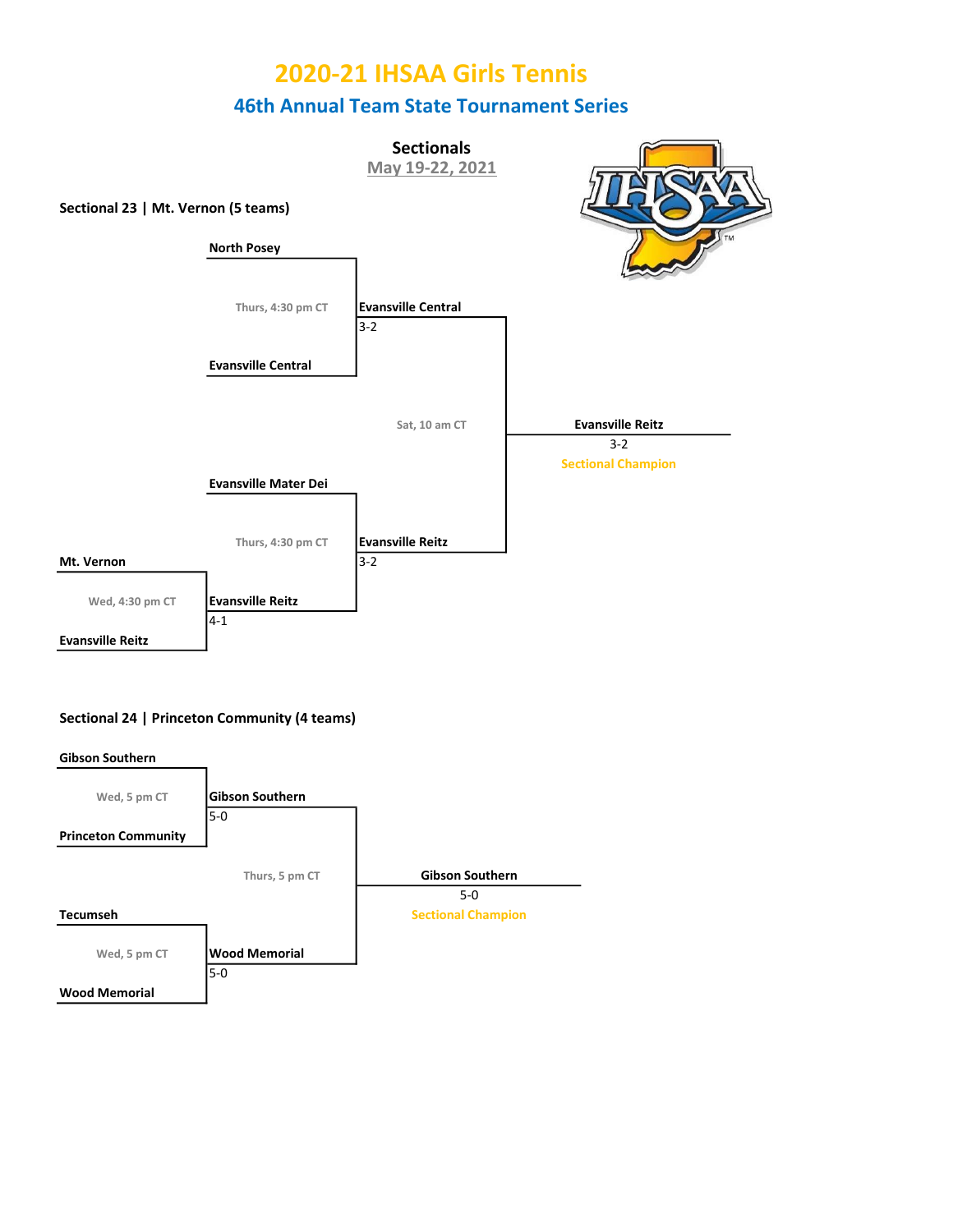# 2020-21 IHSAA Girls Tennis

## 46th Annual Team State Tournament Series

### Sectionals

May 19-22, 2021

**Sectional 23 | Mt. Vernon (5 teams)**

| Round | Time | Matchup | Winner | Score |
|---|---|---|---|---|
| First Round | Wed, 4:30 pm CT | Mt. Vernon vs. Evansville Reitz | Evansville Reitz | 4-1 |
| Semifinal | Thurs, 4:30 pm CT | North Posey vs. Evansville Central | Evansville Central | 3-2 |
| Semifinal | Thurs, 4:30 pm CT | Evansville Mater Dei vs. Evansville Reitz | Evansville Reitz | 3-2 |
| Final | Sat, 10 am CT | Evansville Central vs. Evansville Reitz | Evansville Reitz | 3-2 |

**Evansville Reitz** 3-2 — Sectional Champion

**Sectional 24 | Princeton Community (4 teams)**

| Round | Time | Matchup | Winner | Score |
|---|---|---|---|---|
| Semifinal | Wed, 5 pm CT | Gibson Southern vs. Princeton Community | Gibson Southern | 5-0 |
| Semifinal | Wed, 5 pm CT | Tecumseh vs. Wood Memorial | Wood Memorial | 5-0 |
| Final | Thurs, 5 pm CT | Gibson Southern vs. Wood Memorial | Gibson Southern | 5-0 |

**Gibson Southern** 5-0 — Sectional Champion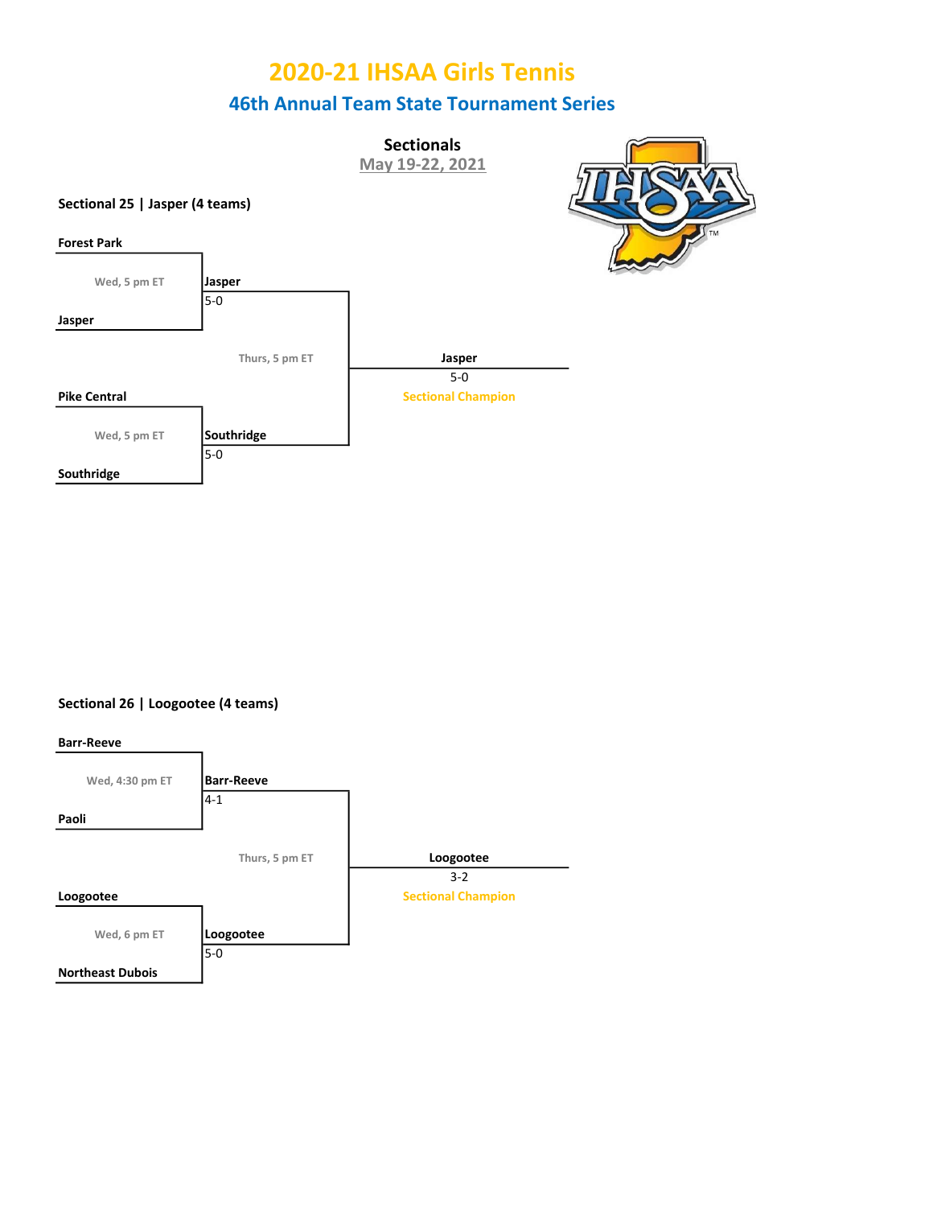# 2020-21 IHSAA Girls Tennis

## 46th Annual Team State Tournament Series

### Sectionals

May 19-22, 2021

**Sectional 25 | Jasper (4 teams)**

| First Round | Semifinal Winner | Championship |
|---|---|---|
| **Forest Park** vs. **Jasper** (Wed, 5 pm ET) | **Jasper** 5-0 | |
| | Thurs, 5 pm ET | **Jasper** 5-0 Sectional Champion |
| **Pike Central** vs. **Southridge** (Wed, 5 pm ET) | **Southridge** 5-0 | |

**Sectional 26 | Loogootee (4 teams)**

| First Round | Semifinal Winner | Championship |
|---|---|---|
| **Barr-Reeve** vs. **Paoli** (Wed, 4:30 pm ET) | **Barr-Reeve** 4-1 | |
| | Thurs, 5 pm ET | **Loogootee** 3-2 Sectional Champion |
| **Loogootee** vs. **Northeast Dubois** (Wed, 6 pm ET) | **Loogootee** 5-0 | |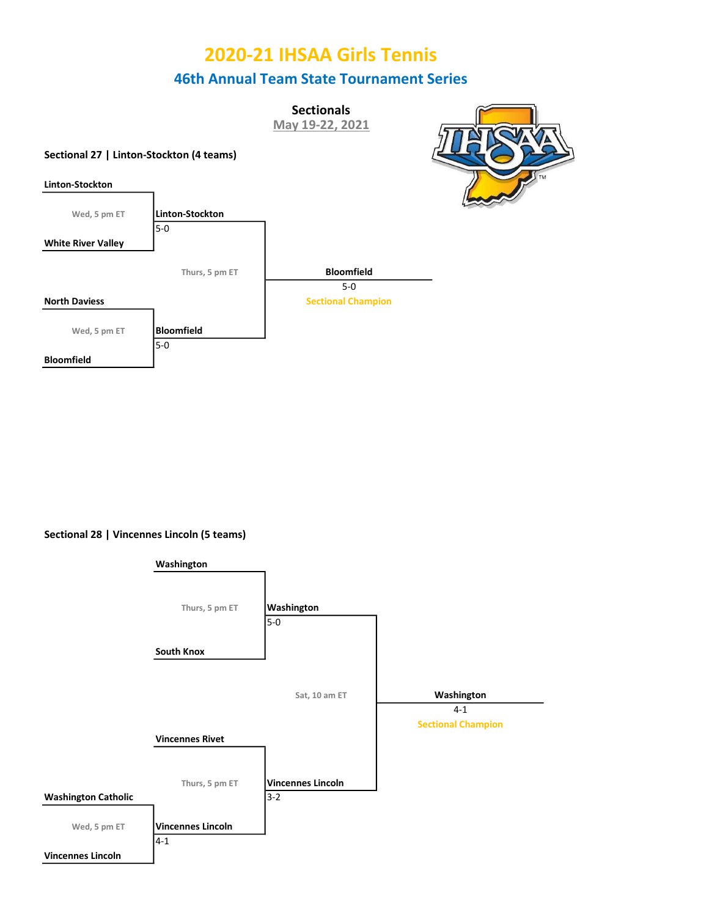# 2020-21 IHSAA Girls Tennis

## 46th Annual Team State Tournament Series

### Sectionals

May 19-22, 2021

**Sectional 27 | Linton-Stockton (4 teams)**

| Round 1 | Semifinal | Final |
| --- | --- | --- |
| Linton-Stockton vs. White River Valley (Wed, 5 pm ET) | Linton-Stockton 5-0 | |
| | Linton-Stockton vs. Bloomfield (Thurs, 5 pm ET) | Bloomfield 5-0 — Sectional Champion |
| North Daviess vs. Bloomfield (Wed, 5 pm ET) | Bloomfield 5-0 | |

**Sectional 28 | Vincennes Lincoln (5 teams)**

| Round 1 | Quarterfinal | Semifinal | Final |
| --- | --- | --- | --- |
| | Washington vs. South Knox (Thurs, 5 pm ET) | Washington 5-0 | |
| | | Washington vs. Vincennes Lincoln (Sat, 10 am ET) | Washington 4-1 — Sectional Champion |
| | Vincennes Rivet vs. Vincennes Lincoln (Thurs, 5 pm ET) | Vincennes Lincoln 3-2 | |
| Washington Catholic vs. Vincennes Lincoln (Wed, 5 pm ET) | Vincennes Lincoln 4-1 | | |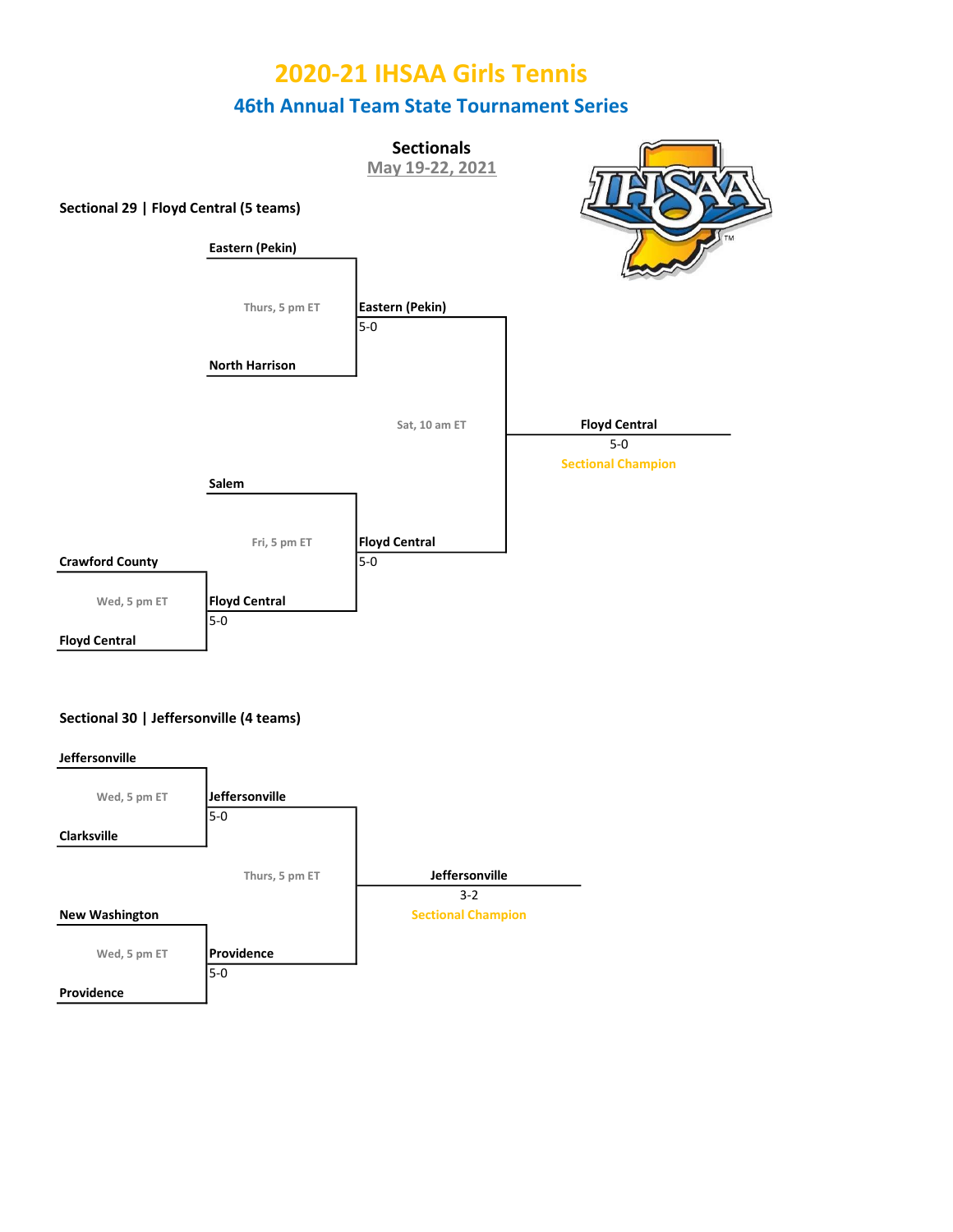# 2020-21 IHSAA Girls Tennis

## 46th Annual Team State Tournament Series

### Sectionals

May 19-22, 2021

**Sectional 29 | Floyd Central (5 teams)**

- Wed, 5 pm ET: Crawford County vs. Floyd Central — **Floyd Central** 5-0
- Thurs, 5 pm ET: Eastern (Pekin) vs. North Harrison — **Eastern (Pekin)** 5-0
- Fri, 5 pm ET: Salem vs. Floyd Central — **Floyd Central** 5-0
- Sat, 10 am ET: Eastern (Pekin) vs. Floyd Central — **Floyd Central** 5-0

**Floyd Central** 5-0 — Sectional Champion

**Sectional 30 | Jeffersonville (4 teams)**

- Wed, 5 pm ET: Jeffersonville vs. Clarksville — **Jeffersonville** 5-0
- Wed, 5 pm ET: New Washington vs. Providence — **Providence** 5-0
- Thurs, 5 pm ET: Jeffersonville vs. Providence — **Jeffersonville** 3-2

**Jeffersonville** 3-2 — Sectional Champion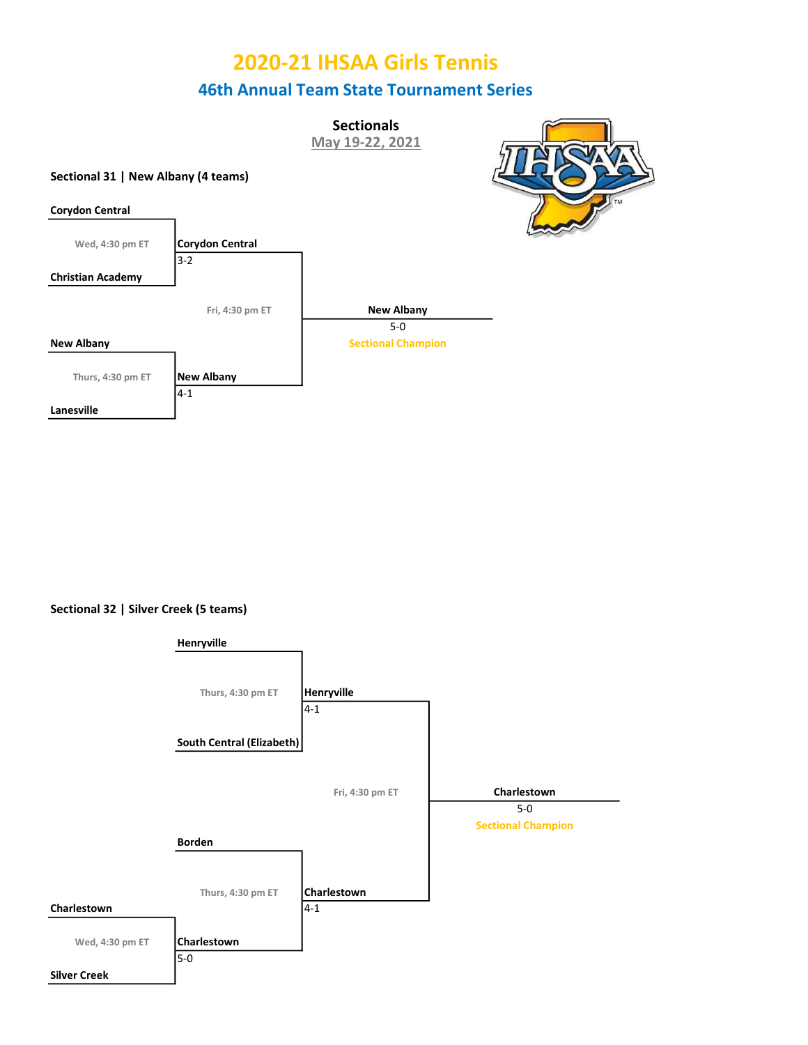# 2020-21 IHSAA Girls Tennis

## 46th Annual Team State Tournament Series

### Sectionals

May 19-22, 2021

**Sectional 31 | New Albany (4 teams)**

- Wed, 4:30 pm ET: **Corydon Central** vs. **Christian Academy** — Winner: **Corydon Central** 3-2
- Thurs, 4:30 pm ET: **New Albany** vs. **Lanesville** — Winner: **New Albany** 4-1
- Fri, 4:30 pm ET: **Corydon Central** vs. **New Albany** — Winner: **New Albany** 5-0

**New Albany** 5-0 — Sectional Champion

**Sectional 32 | Silver Creek (5 teams)**

- Wed, 4:30 pm ET: **Charlestown** vs. **Silver Creek** — Winner: **Charlestown** 5-0
- Thurs, 4:30 pm ET: **Henryville** vs. **South Central (Elizabeth)** — Winner: **Henryville** 4-1
- Thurs, 4:30 pm ET: **Borden** vs. **Charlestown** — Winner: **Charlestown** 4-1
- Fri, 4:30 pm ET: **Henryville** vs. **Charlestown** — Winner: **Charlestown** 5-0

**Charlestown** 5-0 — Sectional Champion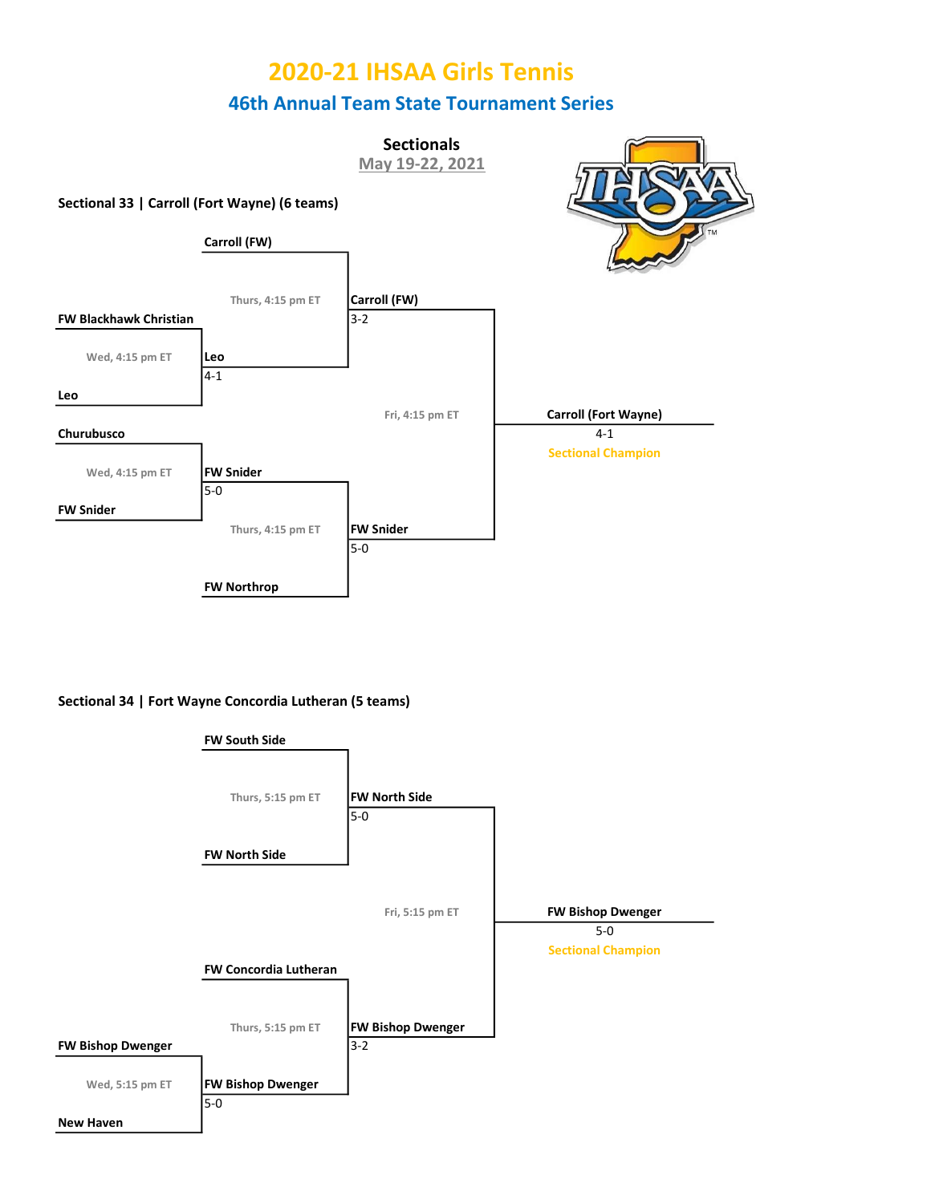# 2020-21 IHSAA Girls Tennis

## 46th Annual Team State Tournament Series

### Sectionals

May 19-22, 2021

**Sectional 33 | Carroll (Fort Wayne) (6 teams)**

| Round | Time | Matchup | Winner | Score |
|---|---|---|---|---|
| First Round | Wed, 4:15 pm ET | FW Blackhawk Christian vs. Leo | Leo | 4-1 |
| First Round | Wed, 4:15 pm ET | Churubusco vs. FW Snider | FW Snider | 5-0 |
| Semifinal | Thurs, 4:15 pm ET | Carroll (FW) vs. Leo | Carroll (FW) | 3-2 |
| Semifinal | Thurs, 4:15 pm ET | FW Snider vs. FW Northrop | FW Snider | 5-0 |
| Final | Fri, 4:15 pm ET | Carroll (FW) vs. FW Snider | Carroll (Fort Wayne) | 4-1 |

**Sectional Champion:** Carroll (Fort Wayne)

**Sectional 34 | Fort Wayne Concordia Lutheran (5 teams)**

| Round | Time | Matchup | Winner | Score |
|---|---|---|---|---|
| First Round | Wed, 5:15 pm ET | FW Bishop Dwenger vs. New Haven | FW Bishop Dwenger | 5-0 |
| Semifinal | Thurs, 5:15 pm ET | FW South Side vs. FW North Side | FW North Side | 5-0 |
| Semifinal | Thurs, 5:15 pm ET | FW Concordia Lutheran vs. FW Bishop Dwenger | FW Bishop Dwenger | 3-2 |
| Final | Fri, 5:15 pm ET | FW North Side vs. FW Bishop Dwenger | FW Bishop Dwenger | 5-0 |

**Sectional Champion:** FW Bishop Dwenger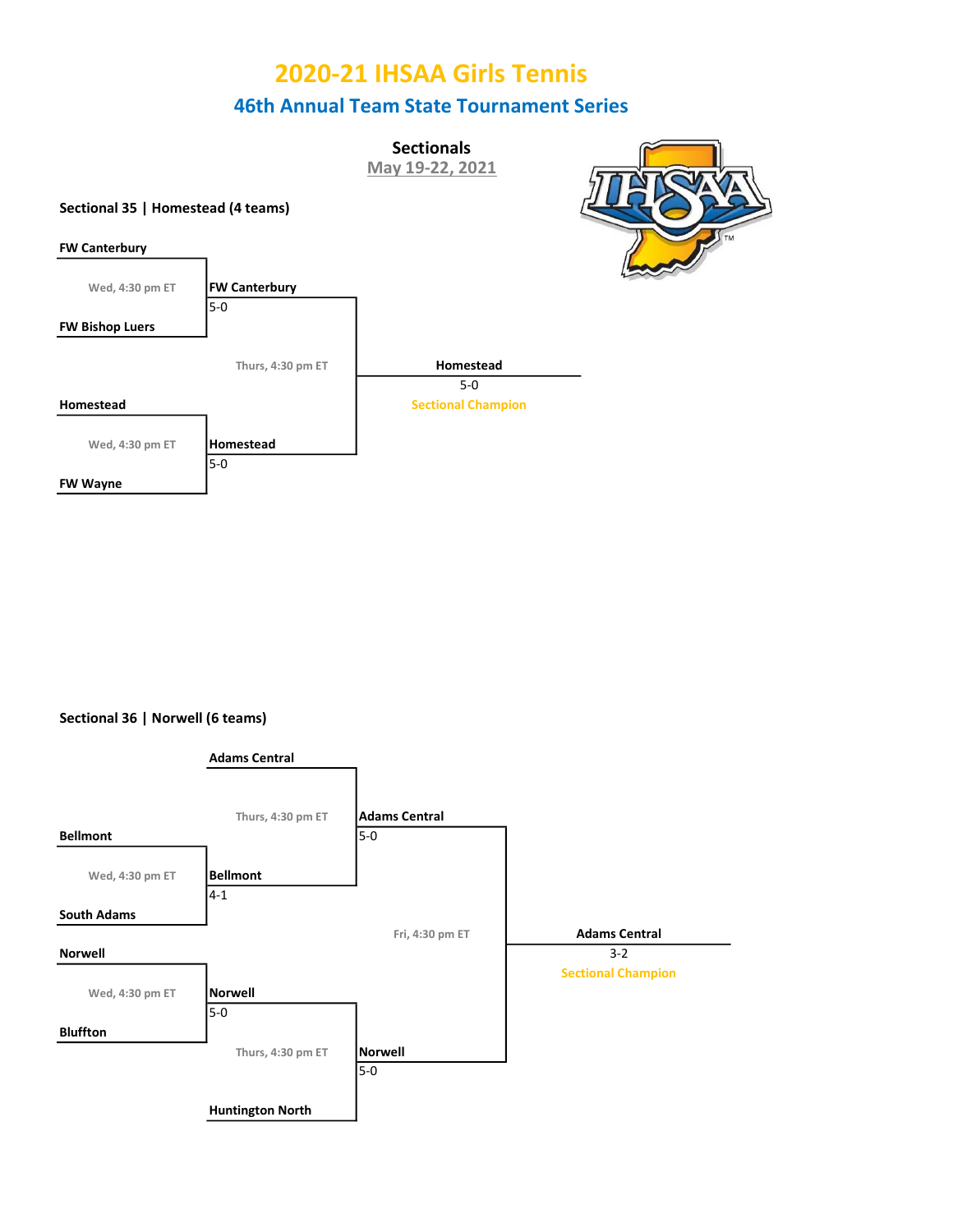# 2020-21 IHSAA Girls Tennis

## 46th Annual Team State Tournament Series

### Sectionals

May 19-22, 2021

**Sectional 35 | Homestead (4 teams)**

| Round 1 (Wed, 4:30 pm ET) | Result | Semifinal/Final (Thurs, 4:30 pm ET) | Result |
|---|---|---|---|
| FW Canterbury vs. FW Bishop Luers | FW Canterbury 5-0 | FW Canterbury vs. Homestead | Homestead 5-0 — Sectional Champion |
| Homestead vs. FW Wayne | Homestead 5-0 | | |

**Sectional 36 | Norwell (6 teams)**

| Round 1 (Wed, 4:30 pm ET) | Result | Semifinals (Thurs, 4:30 pm ET) | Result | Final (Fri, 4:30 pm ET) | Result |
|---|---|---|---|---|---|
| Bellmont vs. South Adams | Bellmont 4-1 | Adams Central vs. Bellmont | Adams Central 5-0 | Adams Central vs. Norwell | Adams Central 3-2 — Sectional Champion |
| Norwell vs. Bluffton | Norwell 5-0 | Norwell vs. Huntington North | Norwell 5-0 | | |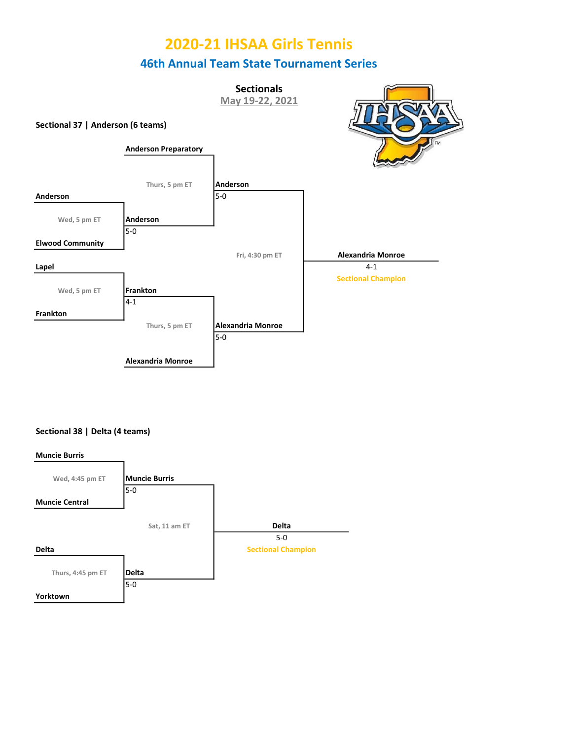# 2020-21 IHSAA Girls Tennis

## 46th Annual Team State Tournament Series

### Sectionals

May 19-22, 2021

**Sectional 37 | Anderson (6 teams)**

**First Round**

- Wed, 5 pm ET: Anderson vs. Elwood Community — **Anderson** 5-0
- Wed, 5 pm ET: Lapel vs. Frankton — **Frankton** 4-1

**Semifinals**

- Thurs, 5 pm ET: Anderson Preparatory vs. Anderson — **Anderson** 5-0
- Thurs, 5 pm ET: Frankton vs. Alexandria Monroe — **Alexandria Monroe** 5-0

**Final**

- Fri, 4:30 pm ET: Anderson vs. Alexandria Monroe — **Alexandria Monroe** 4-1

Sectional Champion: **Alexandria Monroe**

**Sectional 38 | Delta (4 teams)**

**Semifinals**

- Wed, 4:45 pm ET: Muncie Burris vs. Muncie Central — **Muncie Burris** 5-0
- Thurs, 4:45 pm ET: Delta vs. Yorktown — **Delta** 5-0

**Final**

- Sat, 11 am ET: Muncie Burris vs. Delta — **Delta** 5-0

Sectional Champion: **Delta**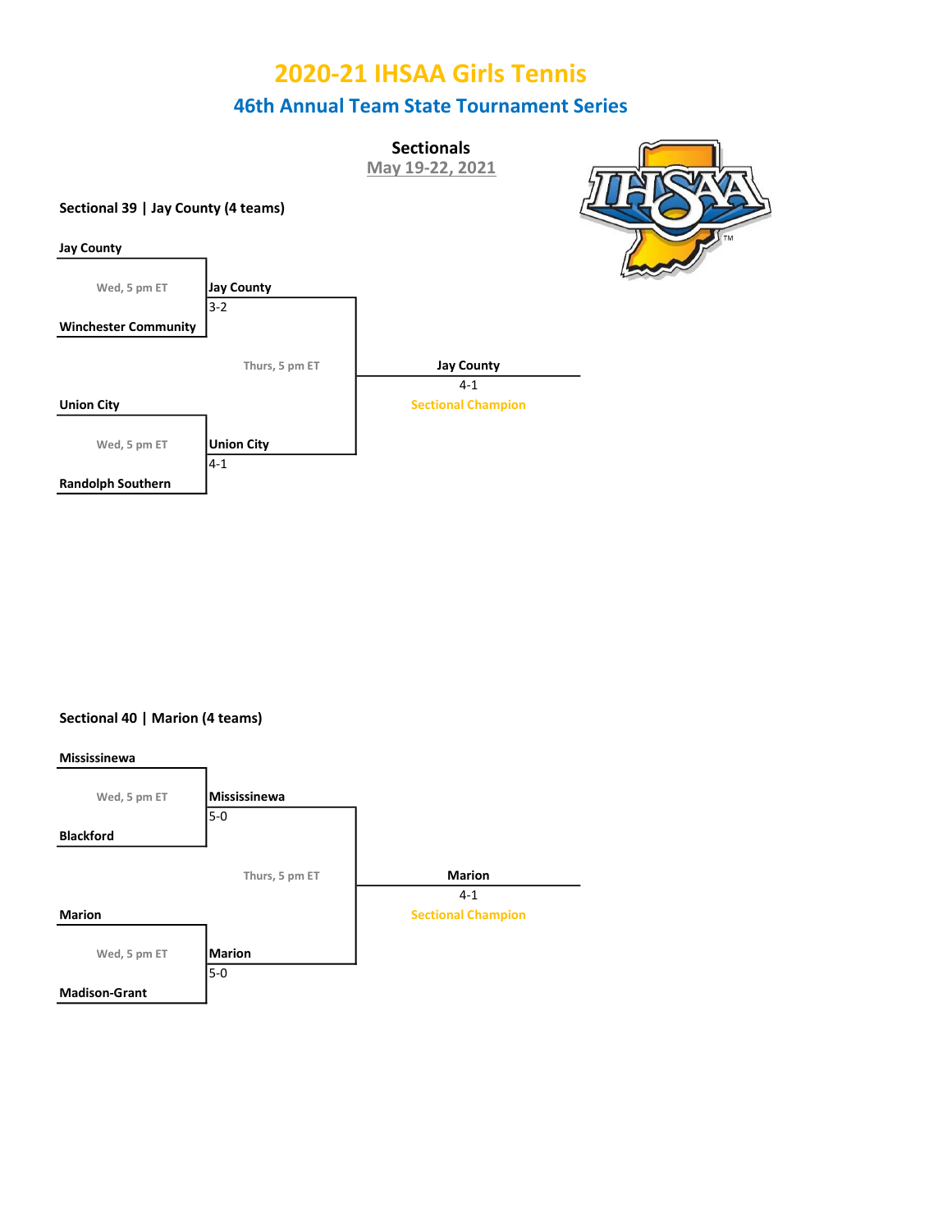# 2020-21 IHSAA Girls Tennis

## 46th Annual Team State Tournament Series

### Sectionals

May 19-22, 2021

**Sectional 39 | Jay County (4 teams)**

| First Round (Wed, 5 pm ET) | Result | Final (Thurs, 5 pm ET) |
| --- | --- | --- |
| Jay County vs. Winchester Community | Jay County 3-2 | |
| Union City vs. Randolph Southern | Union City 4-1 | |
| | | Jay County 4-1 — Sectional Champion |

**Sectional 40 | Marion (4 teams)**

| First Round (Wed, 5 pm ET) | Result | Final (Thurs, 5 pm ET) |
| --- | --- | --- |
| Mississinewa vs. Blackford | Mississinewa 5-0 | |
| Marion vs. Madison-Grant | Marion 5-0 | |
| | | Marion 4-1 — Sectional Champion |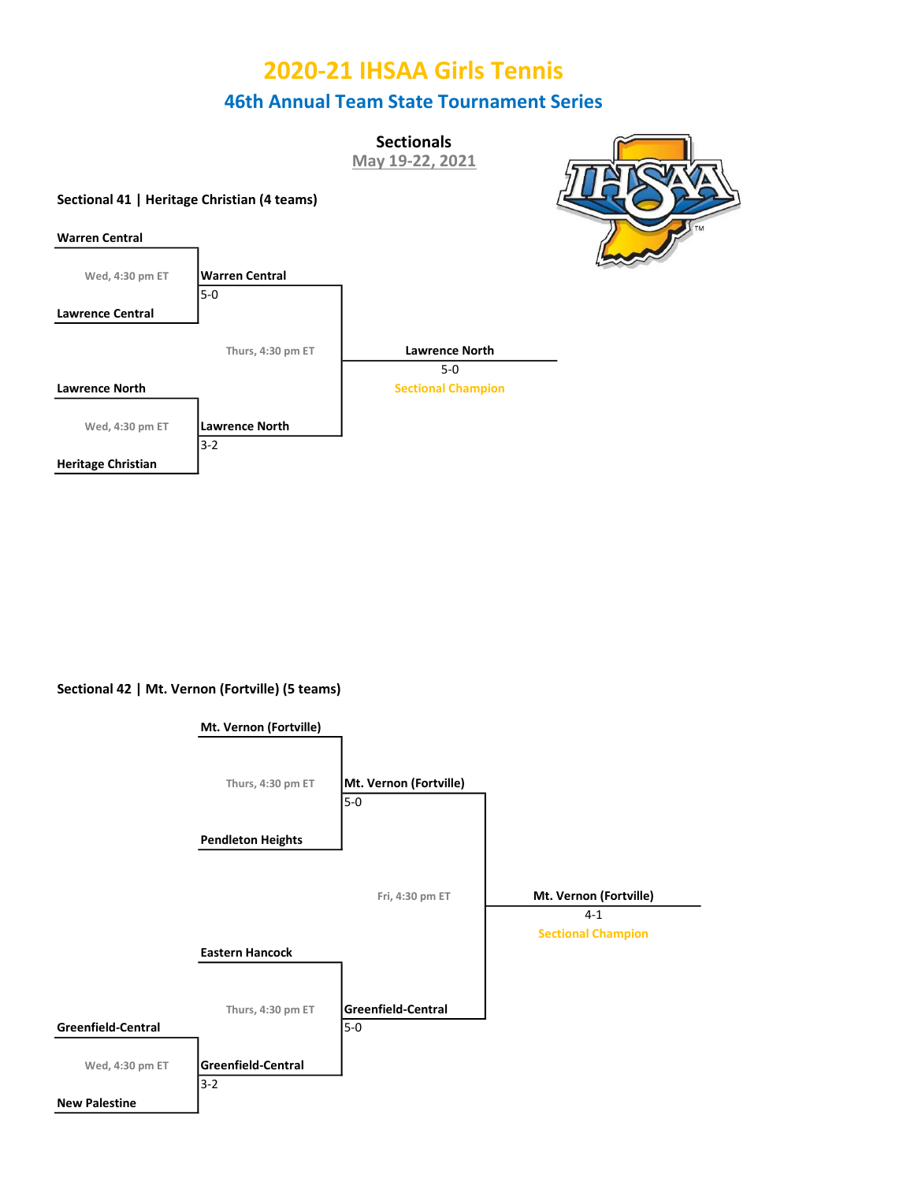# 2020-21 IHSAA Girls Tennis

## 46th Annual Team State Tournament Series

### Sectionals

May 19-22, 2021

**Sectional 41 | Heritage Christian (4 teams)**

| Round 1 | Semifinal | Final |
|---|---|---|
| Warren Central vs. Lawrence Central (Wed, 4:30 pm ET) | Warren Central 5-0 | |
| | | Lawrence North 5-0 (Thurs, 4:30 pm ET) — Sectional Champion |
| Lawrence North vs. Heritage Christian (Wed, 4:30 pm ET) | Lawrence North 3-2 | |

**Sectional 42 | Mt. Vernon (Fortville) (5 teams)**

| Round 1 | Round 2 | Semifinal | Final |
|---|---|---|---|
| | Mt. Vernon (Fortville) vs. Pendleton Heights (Thurs, 4:30 pm ET) | Mt. Vernon (Fortville) 5-0 | |
| | | | Mt. Vernon (Fortville) 4-1 (Fri, 4:30 pm ET) — Sectional Champion |
| | Eastern Hancock vs. Greenfield-Central (Thurs, 4:30 pm ET) | Greenfield-Central 5-0 | |
| Greenfield-Central vs. New Palestine (Wed, 4:30 pm ET) | Greenfield-Central 3-2 | | |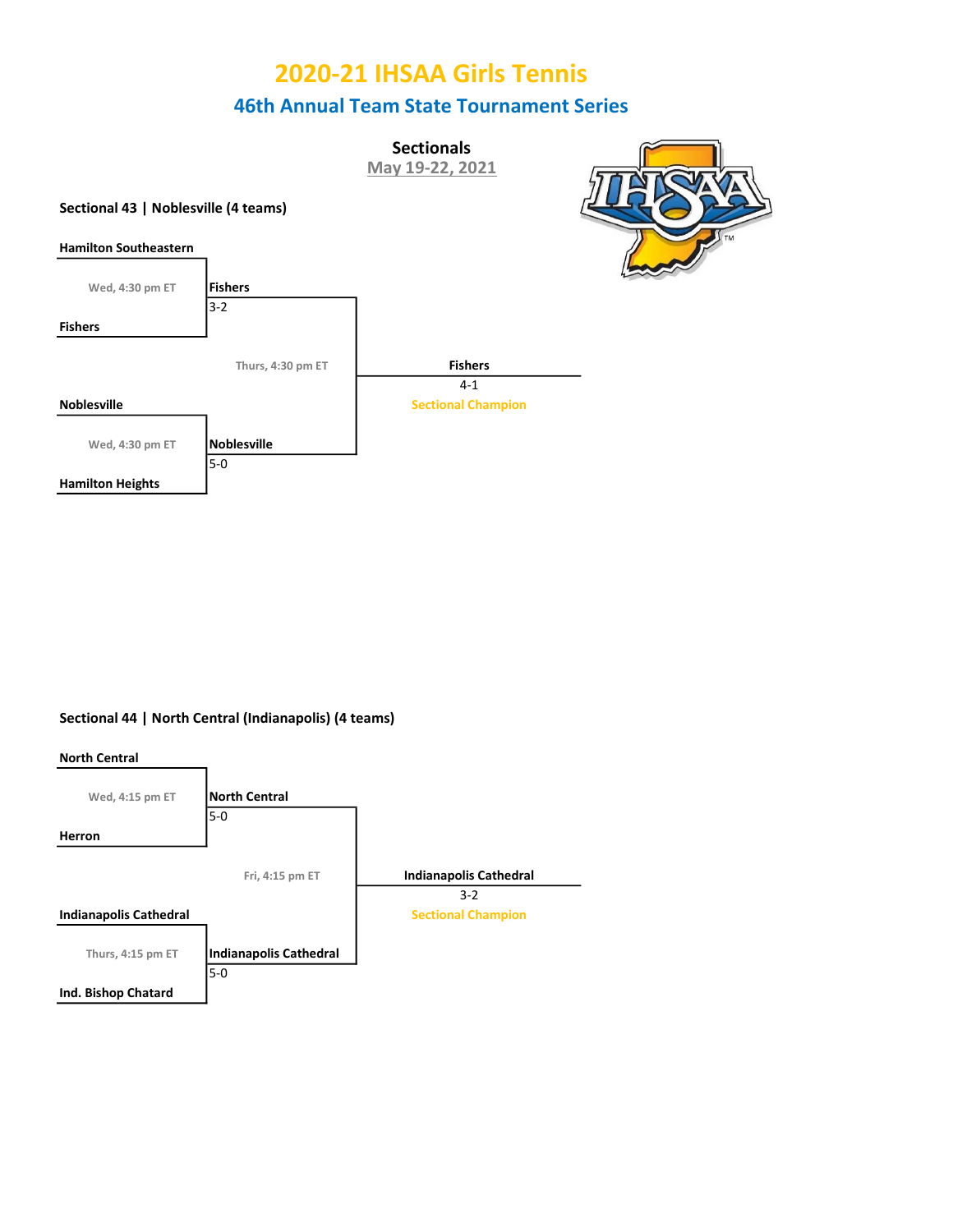# 2020-21 IHSAA Girls Tennis

## 46th Annual Team State Tournament Series

### Sectionals

May 19-22, 2021

**Sectional 43 | Noblesville (4 teams)**

| First Round | Time | Winner | Time | Champion |
|---|---|---|---|---|
| Hamilton Southeastern vs. Fishers | Wed, 4:30 pm ET | Fishers 3-2 | Thurs, 4:30 pm ET | Fishers 4-1 — Sectional Champion |
| Noblesville vs. Hamilton Heights | Wed, 4:30 pm ET | Noblesville 5-0 | | |

**Sectional 44 | North Central (Indianapolis) (4 teams)**

| First Round | Time | Winner | Time | Champion |
|---|---|---|---|---|
| North Central vs. Herron | Wed, 4:15 pm ET | North Central 5-0 | Fri, 4:15 pm ET | Indianapolis Cathedral 3-2 — Sectional Champion |
| Indianapolis Cathedral vs. Ind. Bishop Chatard | Thurs, 4:15 pm ET | Indianapolis Cathedral 5-0 | | |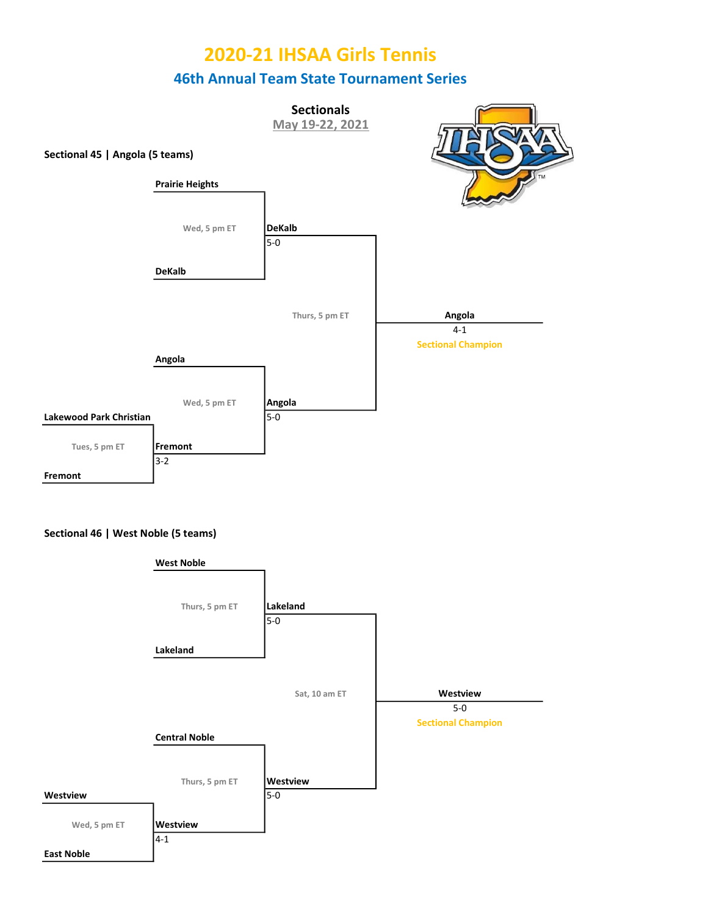# 2020-21 IHSAA Girls Tennis

## 46th Annual Team State Tournament Series

### Sectionals

May 19-22, 2021

**Sectional 45 | Angola (5 teams)**

**Tues, 5 pm ET**
- Lakewood Park Christian vs. Fremont — **Fremont** 3-2

**Wed, 5 pm ET**
- Prairie Heights vs. DeKalb — **DeKalb** 5-0

**Wed, 5 pm ET**
- Angola vs. Fremont — **Angola** 5-0

**Thurs, 5 pm ET**
- DeKalb vs. Angola — **Angola** 4-1

**Sectional Champion:** Angola

**Sectional 46 | West Noble (5 teams)**

**Wed, 5 pm ET**
- Westview vs. East Noble — **Westview** 4-1

**Thurs, 5 pm ET**
- West Noble vs. Lakeland — **Lakeland** 5-0

**Thurs, 5 pm ET**
- Central Noble vs. Westview — **Westview** 5-0

**Sat, 10 am ET**
- Lakeland vs. Westview — **Westview** 5-0

**Sectional Champion:** Westview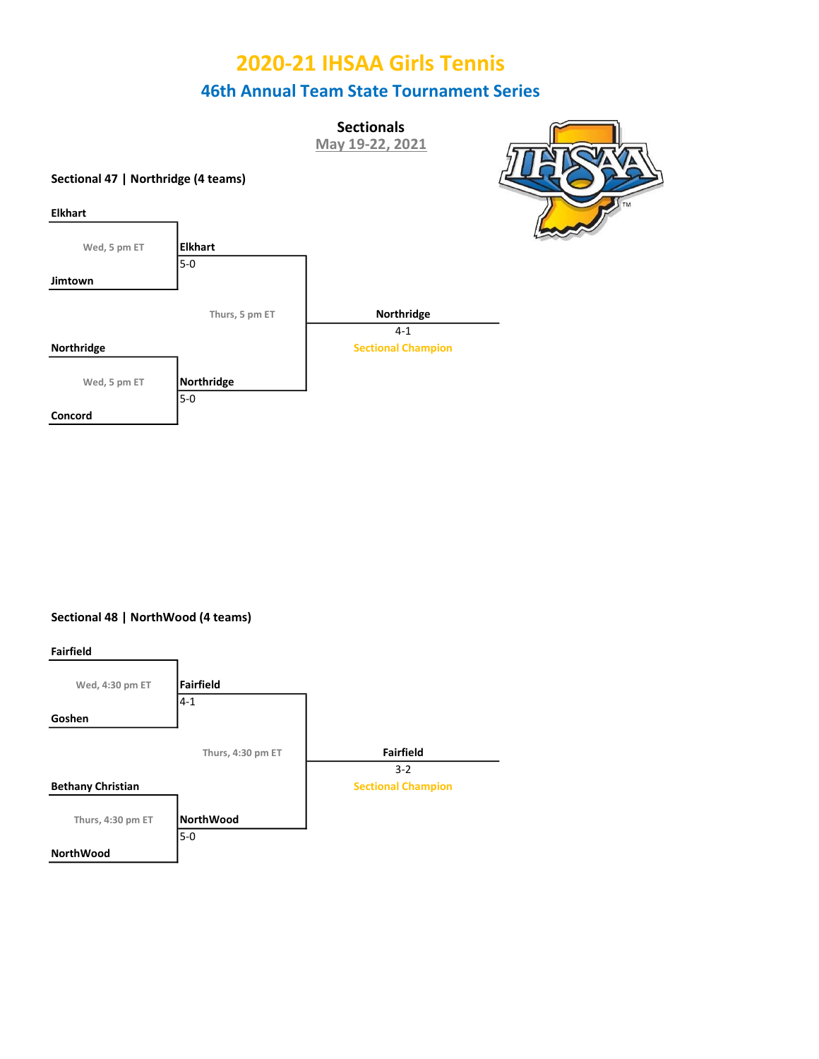# 2020-21 IHSAA Girls Tennis

## 46th Annual Team State Tournament Series

### Sectionals

May 19-22, 2021

**Sectional 47 | Northridge (4 teams)**

| Round 1 | Time | Semifinal Result | Time | Final |
|---|---|---|---|---|
| Elkhart vs. Jimtown | Wed, 5 pm ET | Elkhart 5-0 | Thurs, 5 pm ET | Northridge 4-1 Sectional Champion |
| Northridge vs. Concord | Wed, 5 pm ET | Northridge 5-0 | | |

**Sectional 48 | NorthWood (4 teams)**

| Round 1 | Time | Semifinal Result | Time | Final |
|---|---|---|---|---|
| Fairfield vs. Goshen | Wed, 4:30 pm ET | Fairfield 4-1 | Thurs, 4:30 pm ET | Fairfield 3-2 Sectional Champion |
| Bethany Christian vs. NorthWood | Thurs, 4:30 pm ET | NorthWood 5-0 | | |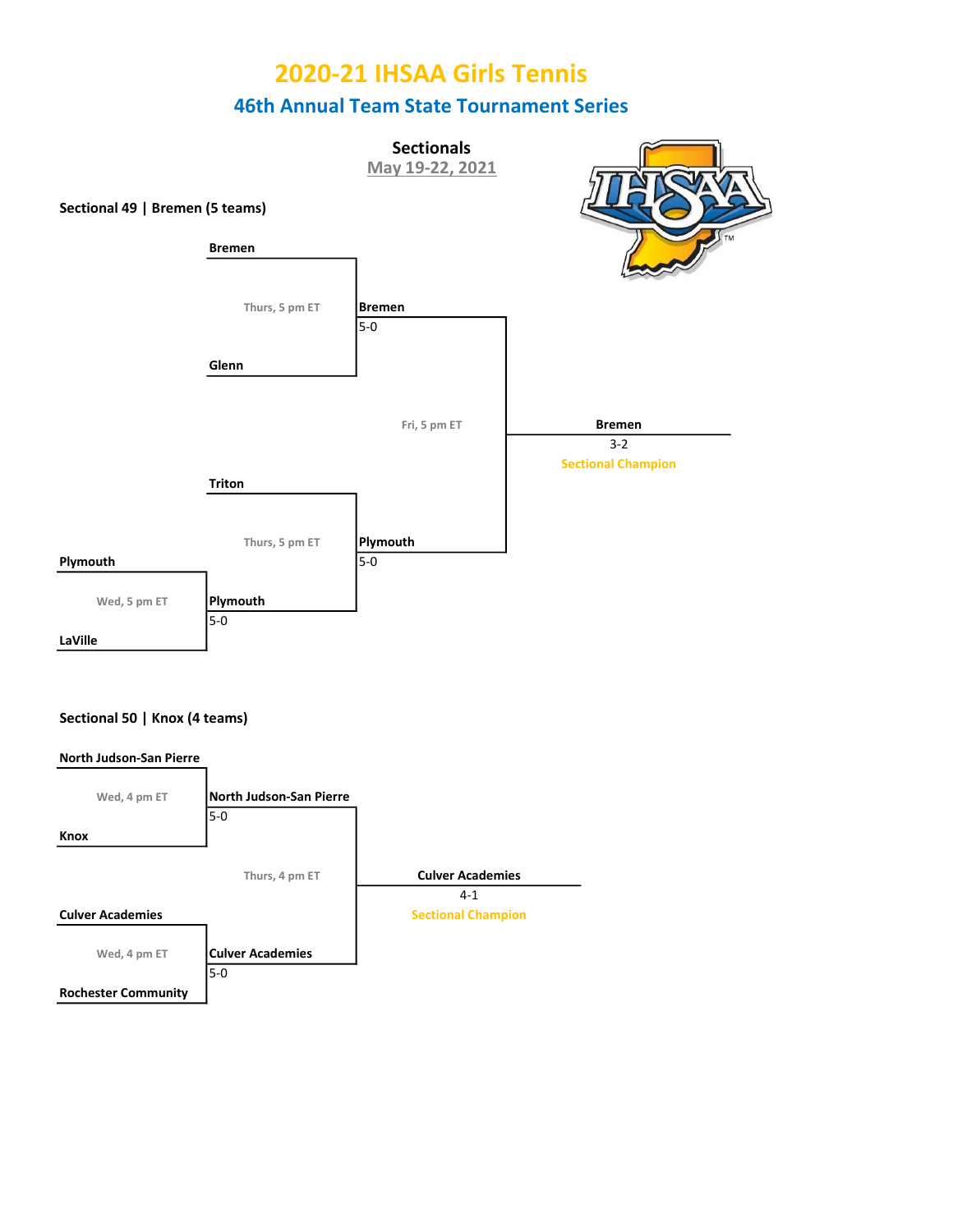# 2020-21 IHSAA Girls Tennis

## 46th Annual Team State Tournament Series

### Sectionals

May 19-22, 2021

**Sectional 49 | Bremen (5 teams)**

| Round | Matchup | Time | Winner | Score |
|---|---|---|---|---|
| First Round | Plymouth vs. LaVille | Wed, 5 pm ET | Plymouth | 5-0 |
| Semifinal | Bremen vs. Glenn | Thurs, 5 pm ET | Bremen | 5-0 |
| Semifinal | Triton vs. Plymouth | Thurs, 5 pm ET | Plymouth | 5-0 |
| Final | Bremen vs. Plymouth | Fri, 5 pm ET | Bremen (Sectional Champion) | 3-2 |

**Sectional 50 | Knox (4 teams)**

| Round | Matchup | Time | Winner | Score |
|---|---|---|---|---|
| Semifinal | North Judson-San Pierre vs. Knox | Wed, 4 pm ET | North Judson-San Pierre | 5-0 |
| Semifinal | Culver Academies vs. Rochester Community | Wed, 4 pm ET | Culver Academies | 5-0 |
| Final | North Judson-San Pierre vs. Culver Academies | Thurs, 4 pm ET | Culver Academies (Sectional Champion) | 4-1 |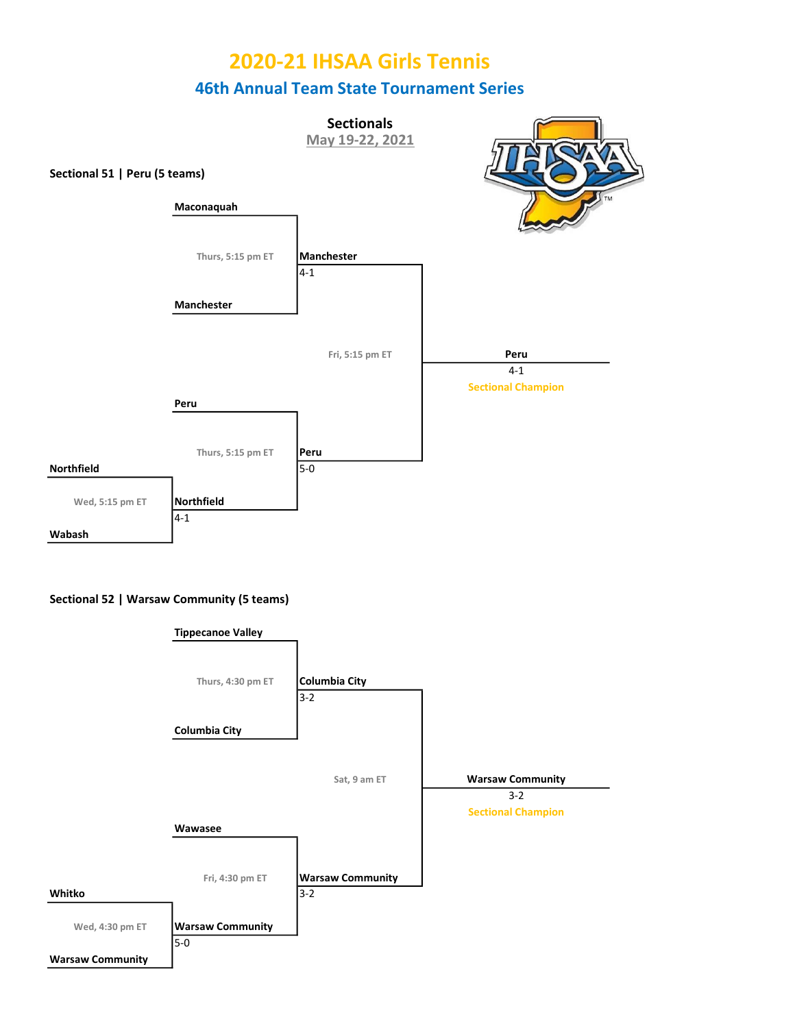# 2020-21 IHSAA Girls Tennis

## 46th Annual Team State Tournament Series

### Sectionals

May 19-22, 2021

### Sectional 51 | Peru (5 teams)

**Wed, 5:15 pm ET**
- Northfield vs. Wabash — **Northfield** 4-1

**Thurs, 5:15 pm ET**
- Maconaquah vs. Manchester — **Manchester** 4-1

**Thurs, 5:15 pm ET**
- Peru vs. Northfield — **Peru** 5-0

**Fri, 5:15 pm ET**
- Manchester vs. Peru — **Peru** 4-1

**Peru** 4-1 — Sectional Champion

### Sectional 52 | Warsaw Community (5 teams)

**Wed, 4:30 pm ET**
- Whitko vs. Warsaw Community — **Warsaw Community** 5-0

**Thurs, 4:30 pm ET**
- Tippecanoe Valley vs. Columbia City — **Columbia City** 3-2

**Fri, 4:30 pm ET**
- Wawasee vs. Warsaw Community — **Warsaw Community** 3-2

**Sat, 9 am ET**
- Columbia City vs. Warsaw Community — **Warsaw Community** 3-2

**Warsaw Community** 3-2 — Sectional Champion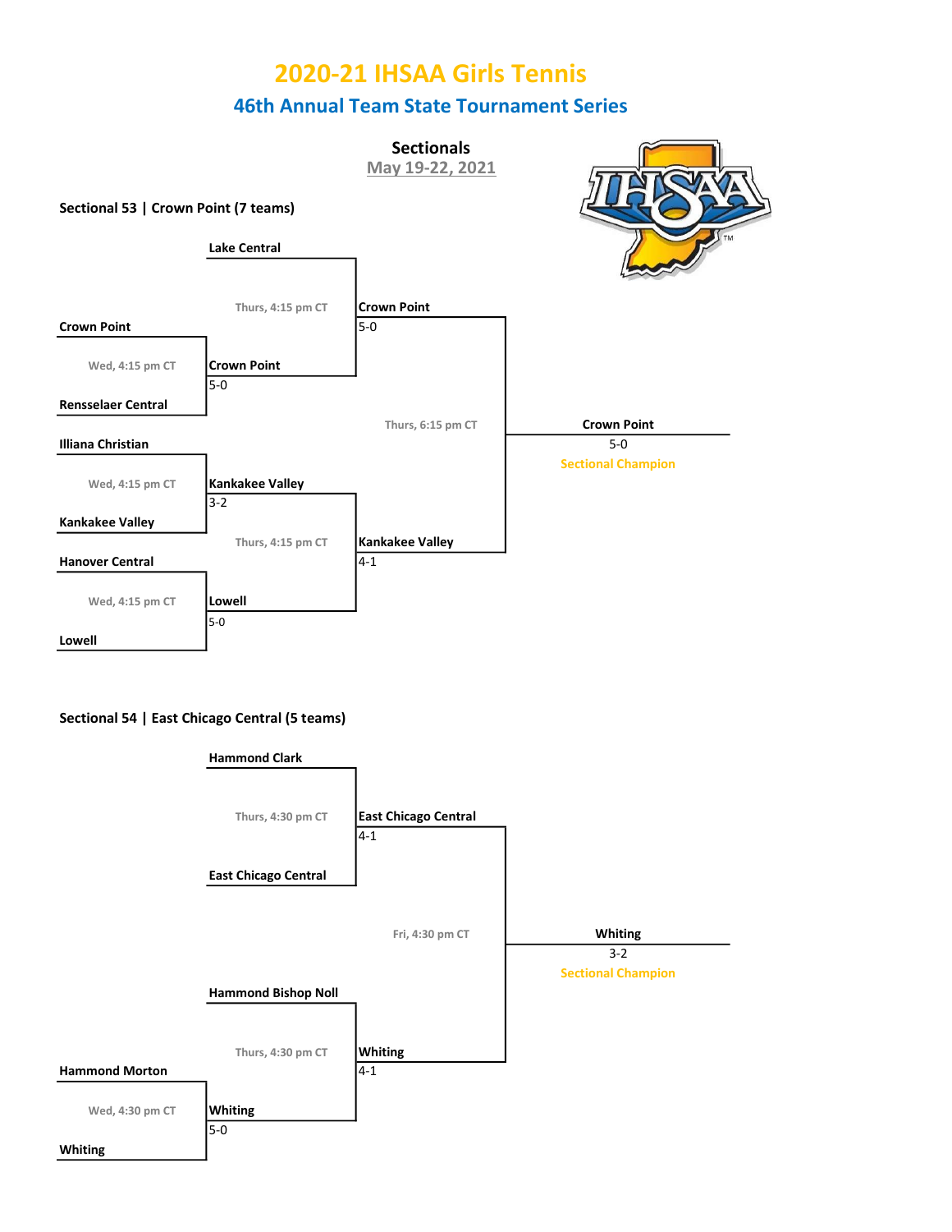# 2020-21 IHSAA Girls Tennis

## 46th Annual Team State Tournament Series

### Sectionals

May 19-22, 2021

### Sectional 53 | Crown Point (7 teams)

**First Round (Wed, 4:15 pm CT)**

- Crown Point vs. Rensselaer Central — **Crown Point** 5-0
- Illiana Christian vs. Kankakee Valley — **Kankakee Valley** 3-2
- Hanover Central vs. Lowell — **Lowell** 5-0

**Semifinals (Thurs, 4:15 pm CT)**

- Lake Central vs. Crown Point — **Crown Point** 5-0
- Kankakee Valley vs. Lowell — **Kankakee Valley** 4-1

**Championship (Thurs, 6:15 pm CT)**

- Crown Point vs. Kankakee Valley — **Crown Point** 5-0

**Crown Point** — Sectional Champion

### Sectional 54 | East Chicago Central (5 teams)

**First Round (Wed, 4:30 pm CT)**

- Hammond Morton vs. Whiting — **Whiting** 5-0

**Semifinals (Thurs, 4:30 pm CT)**

- Hammond Clark vs. East Chicago Central — **East Chicago Central** 4-1
- Hammond Bishop Noll vs. Whiting — **Whiting** 4-1

**Championship (Fri, 4:30 pm CT)**

- East Chicago Central vs. Whiting — **Whiting** 3-2

**Whiting** — Sectional Champion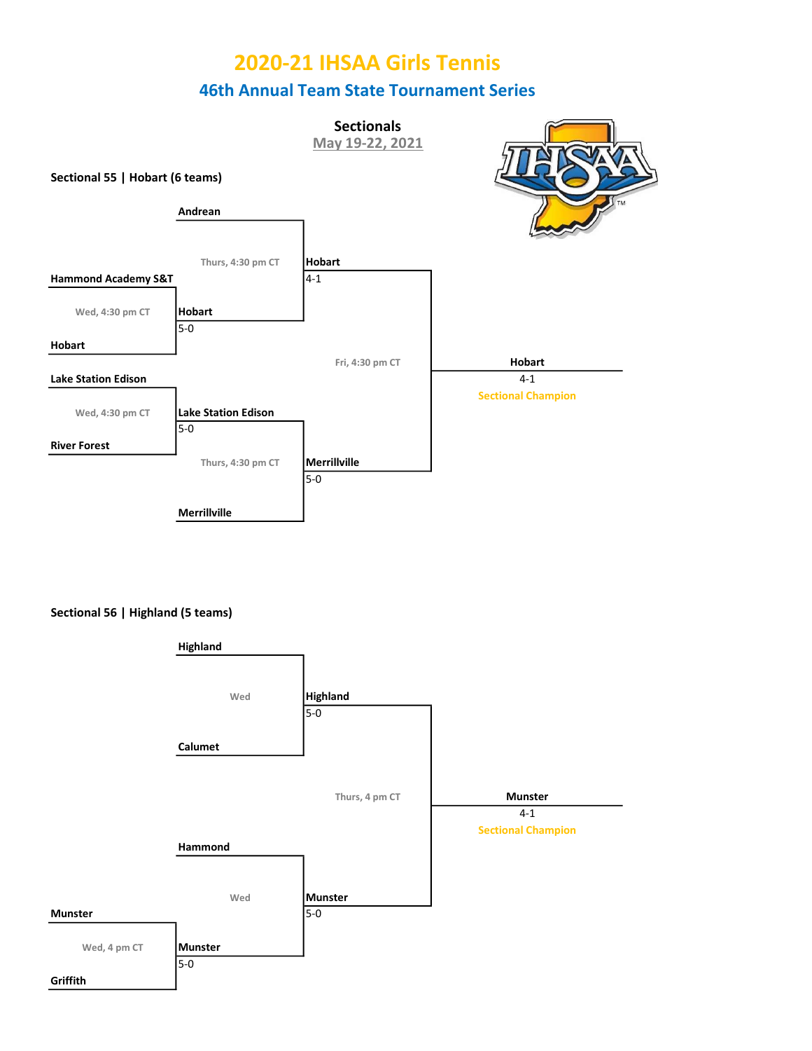# 2020-21 IHSAA Girls Tennis

## 46th Annual Team State Tournament Series

### Sectionals

May 19-22, 2021

**Sectional 55 | Hobart (6 teams)**

**First Round**

- Hammond Academy S&T vs. Hobart (Wed, 4:30 pm CT) — **Hobart** 5-0
- Lake Station Edison vs. River Forest (Wed, 4:30 pm CT) — **Lake Station Edison** 5-0

**Second Round**

- Andrean vs. Hobart (Thurs, 4:30 pm CT) — **Hobart** 4-1
- Lake Station Edison vs. Merrillville (Thurs, 4:30 pm CT) — **Merrillville** 5-0

**Championship**

- Hobart vs. Merrillville (Fri, 4:30 pm CT) — **Hobart** 4-1 — Sectional Champion

**Sectional 56 | Highland (5 teams)**

**First Round**

- Munster vs. Griffith (Wed, 4 pm CT) — **Munster** 5-0

**Second Round**

- Highland vs. Calumet (Wed) — **Highland** 5-0
- Hammond vs. Munster (Wed) — **Munster** 5-0

**Championship**

- Highland vs. Munster (Thurs, 4 pm CT) — **Munster** 4-1 — Sectional Champion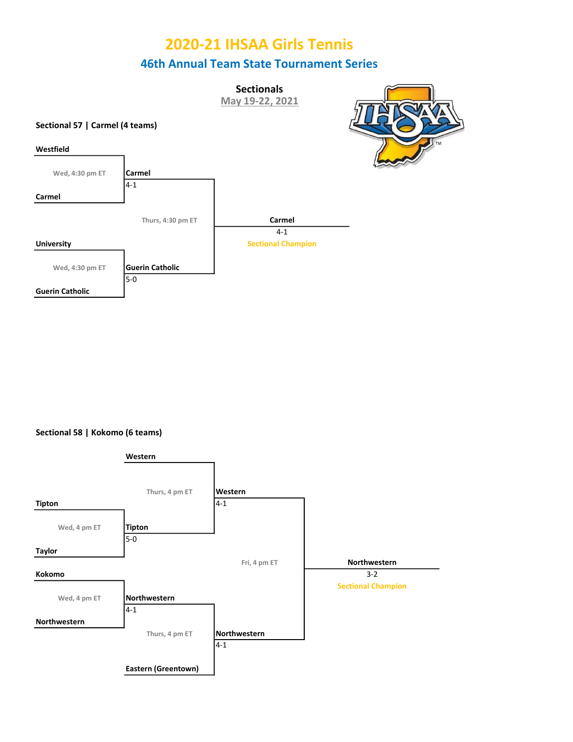# 2020-21 IHSAA Girls Tennis

## 46th Annual Team State Tournament Series

### Sectionals

May 19-22, 2021

**Sectional 57 | Carmel (4 teams)**

**Westfield**

Wed, 4:30 pm ET

**Carmel**

**Carmel**
4-1

Thurs, 4:30 pm ET

**Carmel**
4-1
Sectional Champion

**University**

Wed, 4:30 pm ET

**Guerin Catholic**

**Guerin Catholic**
5-0

**Sectional 58 | Kokomo (6 teams)**

**Western**

Thurs, 4 pm ET

**Western**
4-1

**Tipton**

Wed, 4 pm ET

**Taylor**

**Tipton**
5-0

Fri, 4 pm ET

**Northwestern**
3-2
Sectional Champion

**Kokomo**

Wed, 4 pm ET

**Northwestern**

**Northwestern**
4-1

Thurs, 4 pm ET

**Eastern (Greentown)**

**Northwestern**
4-1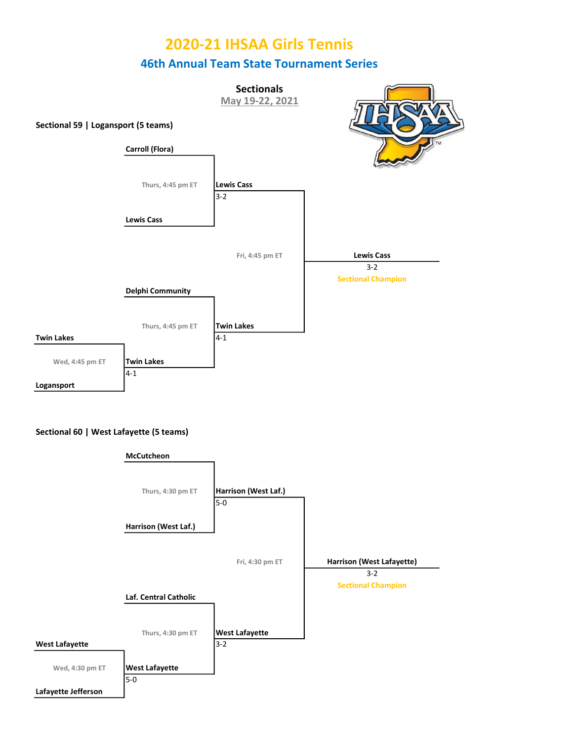# 2020-21 IHSAA Girls Tennis

## 46th Annual Team State Tournament Series

### Sectionals

May 19-22, 2021

**Sectional 59 | Logansport (5 teams)**

- Wed, 4:45 pm ET: Twin Lakes vs. Logansport — **Twin Lakes** 4-1
- Thurs, 4:45 pm ET: Carroll (Flora) vs. Lewis Cass — **Lewis Cass** 3-2
- Thurs, 4:45 pm ET: Delphi Community vs. Twin Lakes — **Twin Lakes** 4-1
- Fri, 4:45 pm ET: Lewis Cass vs. Twin Lakes — **Lewis Cass** 3-2

**Lewis Cass** 3-2 — Sectional Champion

**Sectional 60 | West Lafayette (5 teams)**

- Wed, 4:30 pm ET: West Lafayette vs. Lafayette Jefferson — **West Lafayette** 5-0
- Thurs, 4:30 pm ET: McCutcheon vs. Harrison (West Laf.) — **Harrison (West Laf.)** 5-0
- Thurs, 4:30 pm ET: Laf. Central Catholic vs. West Lafayette — **West Lafayette** 3-2
- Fri, 4:30 pm ET: Harrison (West Laf.) vs. West Lafayette — **Harrison (West Lafayette)** 3-2

**Harrison (West Lafayette)** 3-2 — Sectional Champion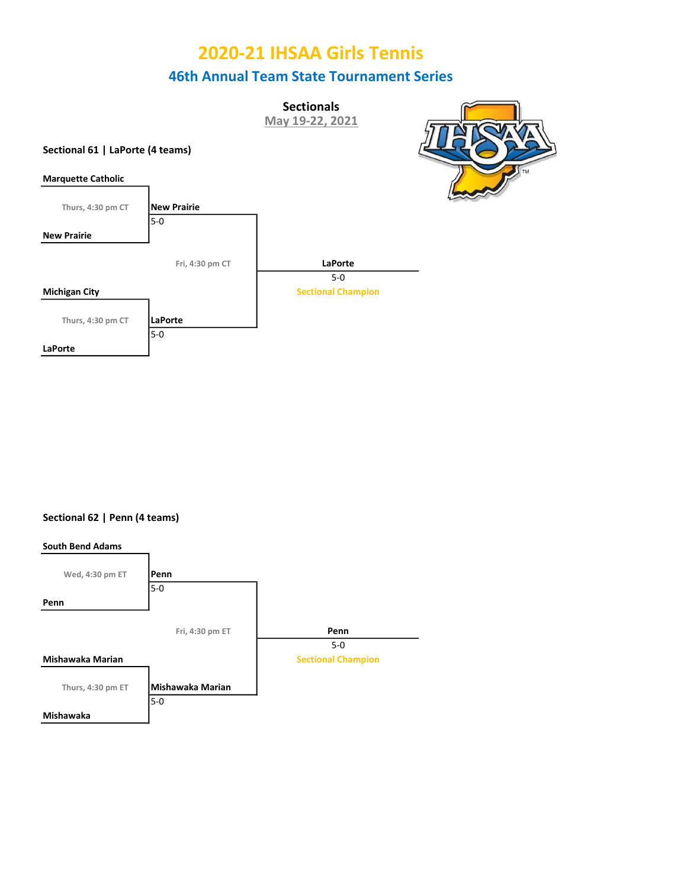# 2020-21 IHSAA Girls Tennis

## 46th Annual Team State Tournament Series

### Sectionals

May 19-22, 2021

**Sectional 61 | LaPorte (4 teams)**

**Marquette Catholic**

Thurs, 4:30 pm CT

**New Prairie**

**New Prairie**
5-0

Fri, 4:30 pm CT

**Michigan City**

Thurs, 4:30 pm CT

**LaPorte**

**LaPorte**
5-0

**LaPorte**
5-0
Sectional Champion

**Sectional 62 | Penn (4 teams)**

**South Bend Adams**

Wed, 4:30 pm ET

**Penn**

**Penn**
5-0

Fri, 4:30 pm ET

**Mishawaka Marian**

Thurs, 4:30 pm ET

**Mishawaka**

**Mishawaka Marian**
5-0

**Penn**
5-0
Sectional Champion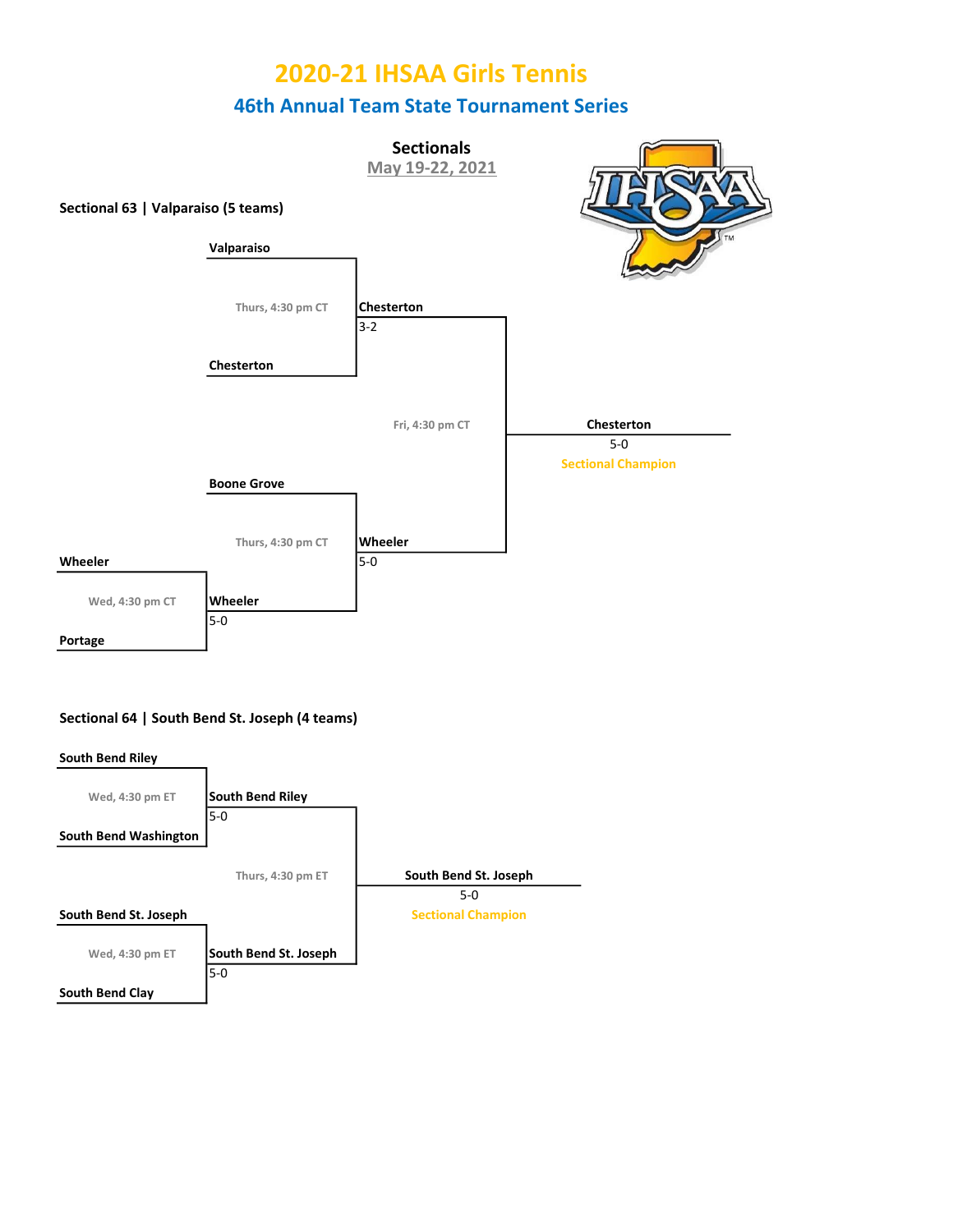# 2020-21 IHSAA Girls Tennis

## 46th Annual Team State Tournament Series

### Sectionals

May 19-22, 2021

**Sectional 63 | Valparaiso (5 teams)**

**Valparaiso**

Thurs, 4:30 pm CT

**Chesterton**

**Chesterton**

3-2

Fri, 4:30 pm CT

**Chesterton**

5-0

Sectional Champion

**Boone Grove**

Thurs, 4:30 pm CT

**Wheeler**

5-0

**Wheeler**

Wed, 4:30 pm CT

**Wheeler**

5-0

**Portage**

**Sectional 64 | South Bend St. Joseph (4 teams)**

**South Bend Riley**

Wed, 4:30 pm ET

**South Bend Riley**

5-0

**South Bend Washington**

Thurs, 4:30 pm ET

**South Bend St. Joseph**

5-0

Sectional Champion

**South Bend St. Joseph**

Wed, 4:30 pm ET

**South Bend St. Joseph**

5-0

**South Bend Clay**